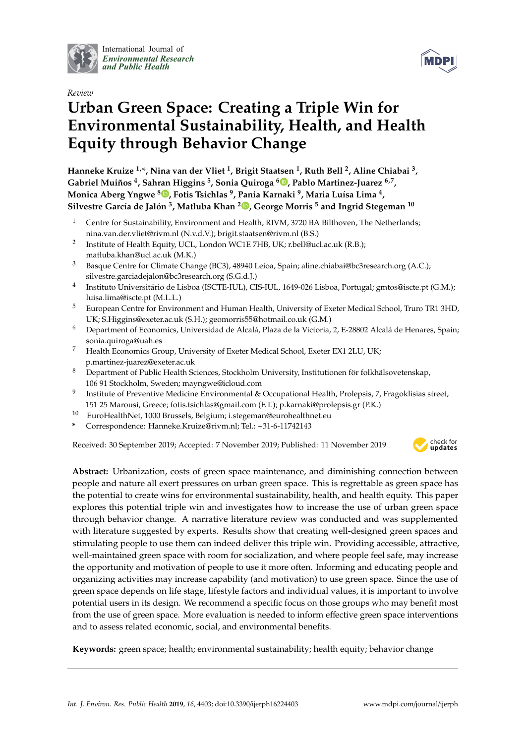International Journal of *Environmental Research and Public Health*

*Review*

# Urban Green Space: Creating a Triple Win for Environmental Sustainability, Health, and Health Equity through Behavior Change

**Hanneke Kruize [1,*], Nina van der Vliet [1], Brigit Staatsen [1], Ruth Bell [2], Aline Chiabai [3], Gabriel Muiños [4], Sahran Higgins [5], Sonia Quiroga [6], Pablo Martinez-Juarez [6,7], Monica Aberg Yngwe [8], Fotis Tsichlas [9], Pania Karnaki [9], Maria Luísa Lima [4], Silvestre García de Jalón [3], Matluba Khan [2], George Morris [5] and Ingrid Stegeman [10]**

1. Centre for Sustainability, Environment and Health, RIVM, 3720 BA Bilthoven, The Netherlands; nina.van.der.vliet@rivm.nl (N.v.d.V.); brigit.staatsen@rivm.nl (B.S.)
2. Institute of Health Equity, UCL, London WC1E 7HB, UK; r.bell@ucl.ac.uk (R.B.); matluba.khan@ucl.ac.uk (M.K.)
3. Basque Centre for Climate Change (BC3), 48940 Leioa, Spain; aline.chiabai@bc3research.org (A.C.); silvestre.garciadejalon@bc3research.org (S.G.d.J.)
4. Instituto Universitário de Lisboa (ISCTE-IUL), CIS-IUL, 1649-026 Lisboa, Portugal; gmtos@iscte.pt (G.M.); luisa.lima@iscte.pt (M.L.L.)
5. European Centre for Environment and Human Health, University of Exeter Medical School, Truro TR1 3HD, UK; S.Higgins@exeter.ac.uk (S.H.); geomorris55@hotmail.co.uk (G.M.)
6. Department of Economics, Universidad de Alcalá, Plaza de la Victoria, 2, E-28802 Alcalá de Henares, Spain; sonia.quiroga@uah.es
7. Health Economics Group, University of Exeter Medical School, Exeter EX1 2LU, UK; p.martinez-juarez@exeter.ac.uk
8. Department of Public Health Sciences, Stockholm University, Institutionen för folkhälsovetenskap, 106 91 Stockholm, Sweden; mayngwe@icloud.com
9. Institute of Preventive Medicine Environmental & Occupational Health, Prolepsis, 7, Fragoklisias street, 151 25 Marousi, Greece; fotis.tsichlas@gmail.com (F.T.); p.karnaki@prolepsis.gr (P.K.)
10. EuroHealthNet, 1000 Brussels, Belgium; i.stegeman@eurohealthnet.eu

\* Correspondence: Hanneke.Kruize@rivm.nl; Tel.: +31-6-11742143

Received: 30 September 2019; Accepted: 7 November 2019; Published: 11 November 2019

**Abstract:** Urbanization, costs of green space maintenance, and diminishing connection between people and nature all exert pressures on urban green space. This is regrettable as green space has the potential to create wins for environmental sustainability, health, and health equity. This paper explores this potential triple win and investigates how to increase the use of urban green space through behavior change. A narrative literature review was conducted and was supplemented with literature suggested by experts. Results show that creating well-designed green spaces and stimulating people to use them can indeed deliver this triple win. Providing accessible, attractive, well-maintained green space with room for socialization, and where people feel safe, may increase the opportunity and motivation of people to use it more often. Informing and educating people and organizing activities may increase capability (and motivation) to use green space. Since the use of green space depends on life stage, lifestyle factors and individual values, it is important to involve potential users in its design. We recommend a specific focus on those groups who may benefit most from the use of green space. More evaluation is needed to inform effective green space interventions and to assess related economic, social, and environmental benefits.

**Keywords:** green space; health; environmental sustainability; health equity; behavior change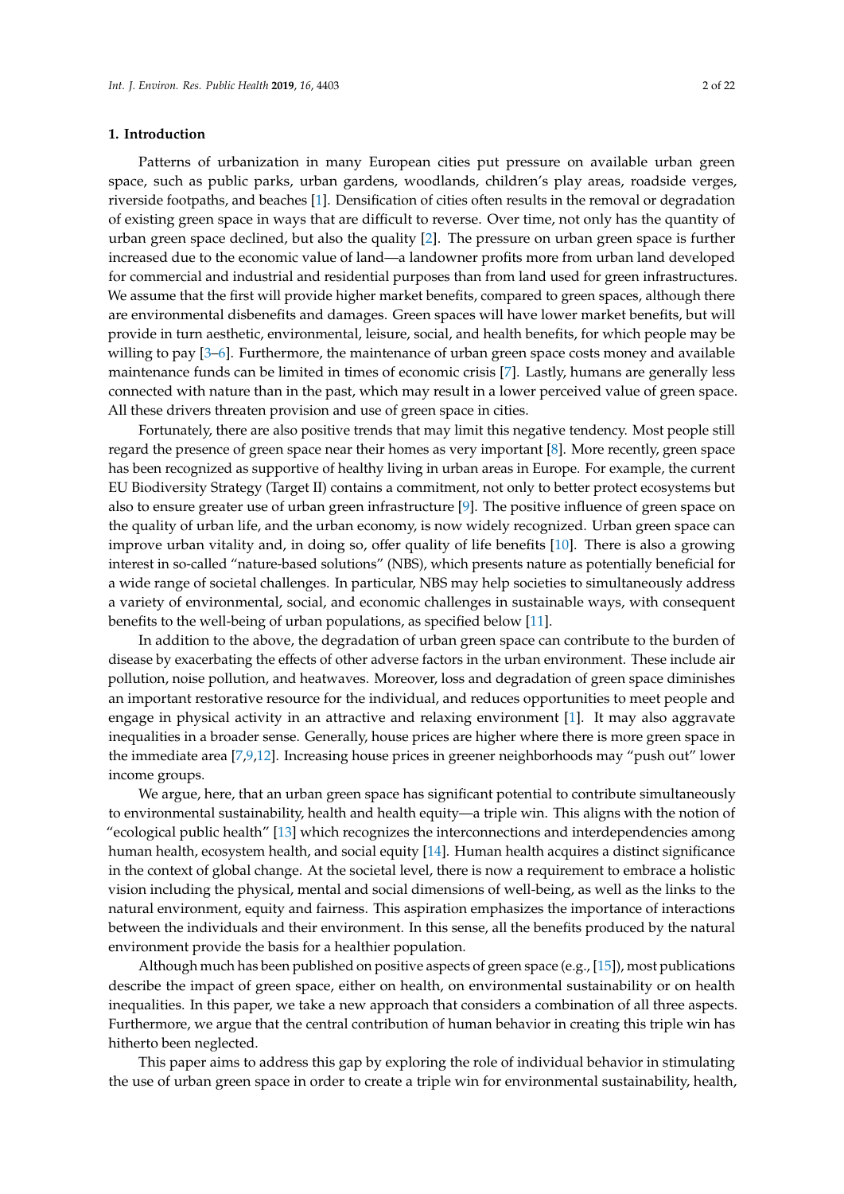## 1. Introduction

Patterns of urbanization in many European cities put pressure on available urban green space, such as public parks, urban gardens, woodlands, children's play areas, roadside verges, riverside footpaths, and beaches [1]. Densification of cities often results in the removal or degradation of existing green space in ways that are difficult to reverse. Over time, not only has the quantity of urban green space declined, but also the quality [2]. The pressure on urban green space is further increased due to the economic value of land—a landowner profits more from urban land developed for commercial and industrial and residential purposes than from land used for green infrastructures. We assume that the first will provide higher market benefits, compared to green spaces, although there are environmental disbenefits and damages. Green spaces will have lower market benefits, but will provide in turn aesthetic, environmental, leisure, social, and health benefits, for which people may be willing to pay [3–6]. Furthermore, the maintenance of urban green space costs money and available maintenance funds can be limited in times of economic crisis [7]. Lastly, humans are generally less connected with nature than in the past, which may result in a lower perceived value of green space. All these drivers threaten provision and use of green space in cities.

Fortunately, there are also positive trends that may limit this negative tendency. Most people still regard the presence of green space near their homes as very important [8]. More recently, green space has been recognized as supportive of healthy living in urban areas in Europe. For example, the current EU Biodiversity Strategy (Target II) contains a commitment, not only to better protect ecosystems but also to ensure greater use of urban green infrastructure [9]. The positive influence of green space on the quality of urban life, and the urban economy, is now widely recognized. Urban green space can improve urban vitality and, in doing so, offer quality of life benefits [10]. There is also a growing interest in so-called "nature-based solutions" (NBS), which presents nature as potentially beneficial for a wide range of societal challenges. In particular, NBS may help societies to simultaneously address a variety of environmental, social, and economic challenges in sustainable ways, with consequent benefits to the well-being of urban populations, as specified below [11].

In addition to the above, the degradation of urban green space can contribute to the burden of disease by exacerbating the effects of other adverse factors in the urban environment. These include air pollution, noise pollution, and heatwaves. Moreover, loss and degradation of green space diminishes an important restorative resource for the individual, and reduces opportunities to meet people and engage in physical activity in an attractive and relaxing environment [1]. It may also aggravate inequalities in a broader sense. Generally, house prices are higher where there is more green space in the immediate area [7,9,12]. Increasing house prices in greener neighborhoods may "push out" lower income groups.

We argue, here, that an urban green space has significant potential to contribute simultaneously to environmental sustainability, health and health equity—a triple win. This aligns with the notion of "ecological public health" [13] which recognizes the interconnections and interdependencies among human health, ecosystem health, and social equity [14]. Human health acquires a distinct significance in the context of global change. At the societal level, there is now a requirement to embrace a holistic vision including the physical, mental and social dimensions of well-being, as well as the links to the natural environment, equity and fairness. This aspiration emphasizes the importance of interactions between the individuals and their environment. In this sense, all the benefits produced by the natural environment provide the basis for a healthier population.

Although much has been published on positive aspects of green space (e.g., [15]), most publications describe the impact of green space, either on health, on environmental sustainability or on health inequalities. In this paper, we take a new approach that considers a combination of all three aspects. Furthermore, we argue that the central contribution of human behavior in creating this triple win has hitherto been neglected.

This paper aims to address this gap by exploring the role of individual behavior in stimulating the use of urban green space in order to create a triple win for environmental sustainability, health,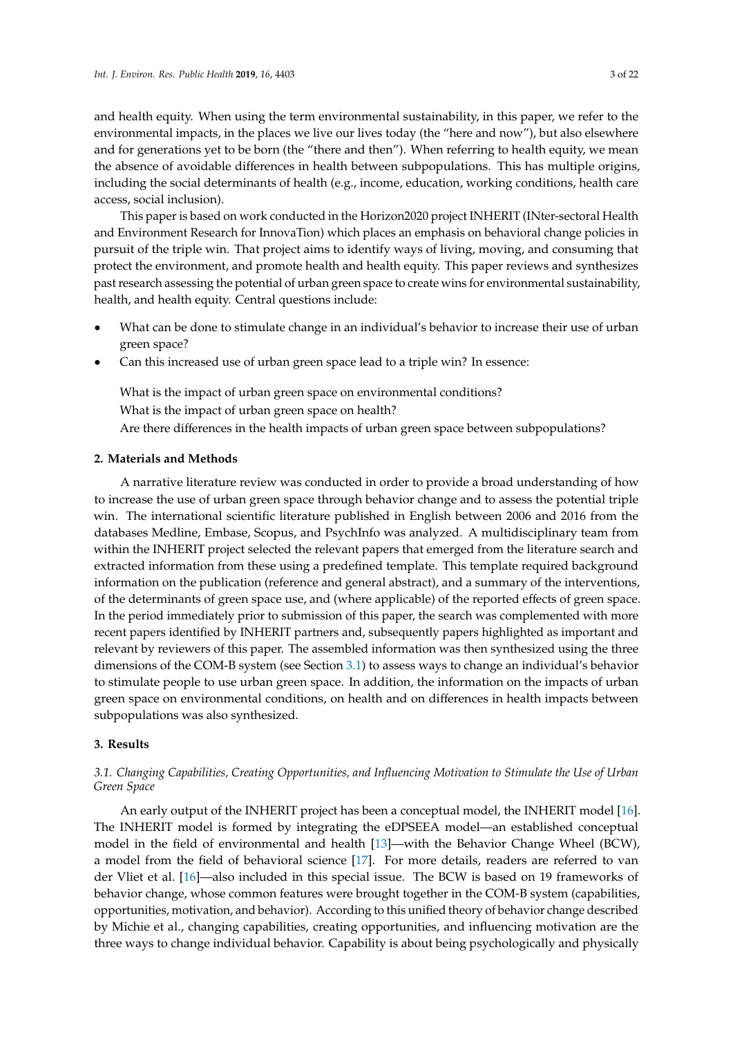and health equity. When using the term environmental sustainability, in this paper, we refer to the environmental impacts, in the places we live our lives today (the "here and now"), but also elsewhere and for generations yet to be born (the "there and then"). When referring to health equity, we mean the absence of avoidable differences in health between subpopulations. This has multiple origins, including the social determinants of health (e.g., income, education, working conditions, health care access, social inclusion).

This paper is based on work conducted in the Horizon2020 project INHERIT (INter-sectoral Health and Environment Research for InnovaTion) which places an emphasis on behavioral change policies in pursuit of the triple win. That project aims to identify ways of living, moving, and consuming that protect the environment, and promote health and health equity. This paper reviews and synthesizes past research assessing the potential of urban green space to create wins for environmental sustainability, health, and health equity. Central questions include:

- What can be done to stimulate change in an individual's behavior to increase their use of urban green space?
- Can this increased use of urban green space lead to a triple win? In essence:

  What is the impact of urban green space on environmental conditions?
  What is the impact of urban green space on health?
  Are there differences in the health impacts of urban green space between subpopulations?

## 2. Materials and Methods

A narrative literature review was conducted in order to provide a broad understanding of how to increase the use of urban green space through behavior change and to assess the potential triple win. The international scientific literature published in English between 2006 and 2016 from the databases Medline, Embase, Scopus, and PsychInfo was analyzed. A multidisciplinary team from within the INHERIT project selected the relevant papers that emerged from the literature search and extracted information from these using a predefined template. This template required background information on the publication (reference and general abstract), and a summary of the interventions, of the determinants of green space use, and (where applicable) of the reported effects of green space. In the period immediately prior to submission of this paper, the search was complemented with more recent papers identified by INHERIT partners and, subsequently papers highlighted as important and relevant by reviewers of this paper. The assembled information was then synthesized using the three dimensions of the COM-B system (see Section 3.1) to assess ways to change an individual's behavior to stimulate people to use urban green space. In addition, the information on the impacts of urban green space on environmental conditions, on health and on differences in health impacts between subpopulations was also synthesized.

## 3. Results

### *3.1. Changing Capabilities, Creating Opportunities, and Influencing Motivation to Stimulate the Use of Urban Green Space*

An early output of the INHERIT project has been a conceptual model, the INHERIT model [16]. The INHERIT model is formed by integrating the eDPSEEA model—an established conceptual model in the field of environmental and health [13]—with the Behavior Change Wheel (BCW), a model from the field of behavioral science [17]. For more details, readers are referred to van der Vliet et al. [16]—also included in this special issue. The BCW is based on 19 frameworks of behavior change, whose common features were brought together in the COM-B system (capabilities, opportunities, motivation, and behavior). According to this unified theory of behavior change described by Michie et al., changing capabilities, creating opportunities, and influencing motivation are the three ways to change individual behavior. Capability is about being psychologically and physically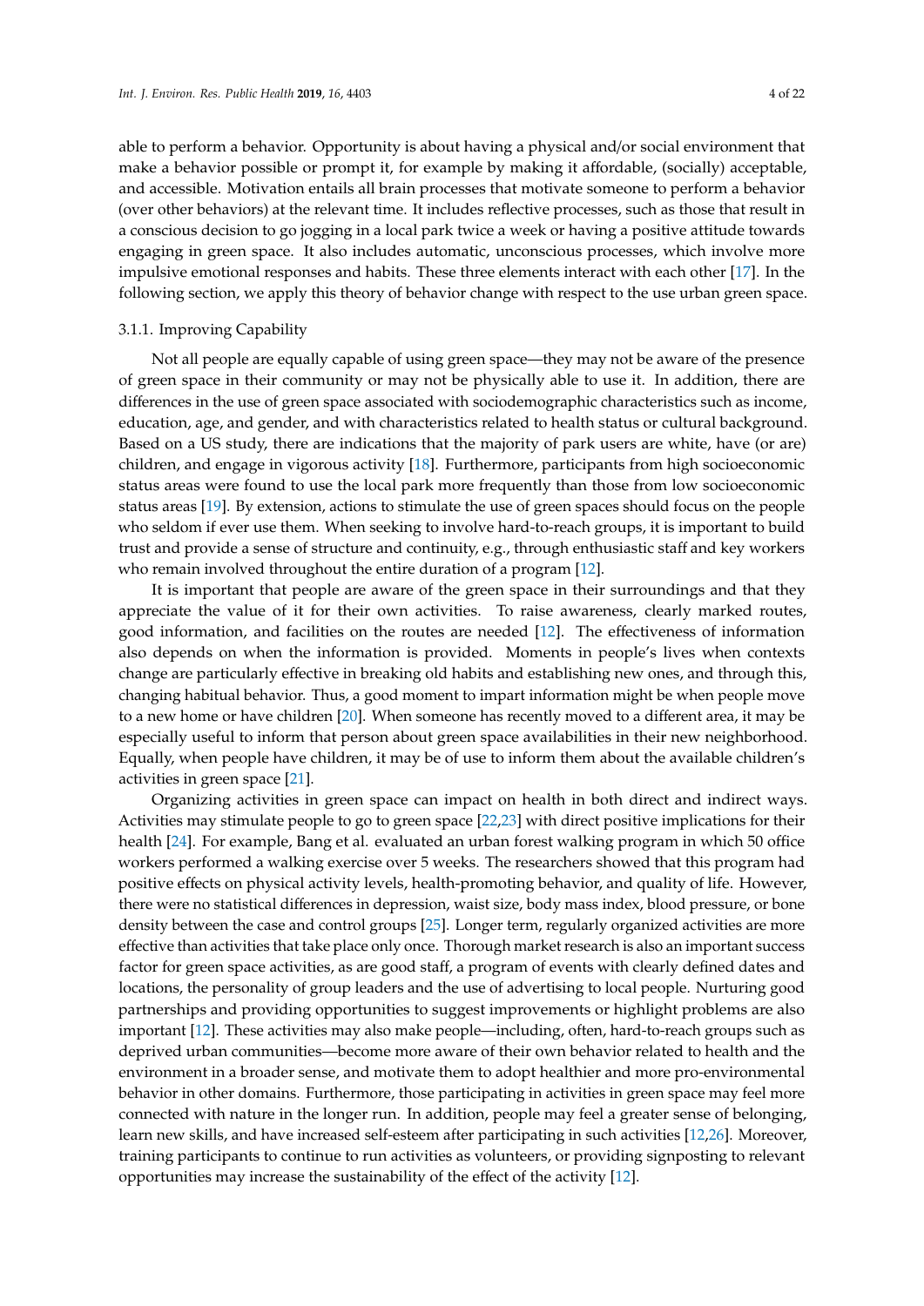able to perform a behavior. Opportunity is about having a physical and/or social environment that make a behavior possible or prompt it, for example by making it affordable, (socially) acceptable, and accessible. Motivation entails all brain processes that motivate someone to perform a behavior (over other behaviors) at the relevant time. It includes reflective processes, such as those that result in a conscious decision to go jogging in a local park twice a week or having a positive attitude towards engaging in green space. It also includes automatic, unconscious processes, which involve more impulsive emotional responses and habits. These three elements interact with each other [17]. In the following section, we apply this theory of behavior change with respect to the use urban green space.

### 3.1.1. Improving Capability

Not all people are equally capable of using green space—they may not be aware of the presence of green space in their community or may not be physically able to use it. In addition, there are differences in the use of green space associated with sociodemographic characteristics such as income, education, age, and gender, and with characteristics related to health status or cultural background. Based on a US study, there are indications that the majority of park users are white, have (or are) children, and engage in vigorous activity [18]. Furthermore, participants from high socioeconomic status areas were found to use the local park more frequently than those from low socioeconomic status areas [19]. By extension, actions to stimulate the use of green spaces should focus on the people who seldom if ever use them. When seeking to involve hard-to-reach groups, it is important to build trust and provide a sense of structure and continuity, e.g., through enthusiastic staff and key workers who remain involved throughout the entire duration of a program [12].

It is important that people are aware of the green space in their surroundings and that they appreciate the value of it for their own activities. To raise awareness, clearly marked routes, good information, and facilities on the routes are needed [12]. The effectiveness of information also depends on when the information is provided. Moments in people's lives when contexts change are particularly effective in breaking old habits and establishing new ones, and through this, changing habitual behavior. Thus, a good moment to impart information might be when people move to a new home or have children [20]. When someone has recently moved to a different area, it may be especially useful to inform that person about green space availabilities in their new neighborhood. Equally, when people have children, it may be of use to inform them about the available children's activities in green space [21].

Organizing activities in green space can impact on health in both direct and indirect ways. Activities may stimulate people to go to green space [22,23] with direct positive implications for their health [24]. For example, Bang et al. evaluated an urban forest walking program in which 50 office workers performed a walking exercise over 5 weeks. The researchers showed that this program had positive effects on physical activity levels, health-promoting behavior, and quality of life. However, there were no statistical differences in depression, waist size, body mass index, blood pressure, or bone density between the case and control groups [25]. Longer term, regularly organized activities are more effective than activities that take place only once. Thorough market research is also an important success factor for green space activities, as are good staff, a program of events with clearly defined dates and locations, the personality of group leaders and the use of advertising to local people. Nurturing good partnerships and providing opportunities to suggest improvements or highlight problems are also important [12]. These activities may also make people—including, often, hard-to-reach groups such as deprived urban communities—become more aware of their own behavior related to health and the environment in a broader sense, and motivate them to adopt healthier and more pro-environmental behavior in other domains. Furthermore, those participating in activities in green space may feel more connected with nature in the longer run. In addition, people may feel a greater sense of belonging, learn new skills, and have increased self-esteem after participating in such activities [12,26]. Moreover, training participants to continue to run activities as volunteers, or providing signposting to relevant opportunities may increase the sustainability of the effect of the activity [12].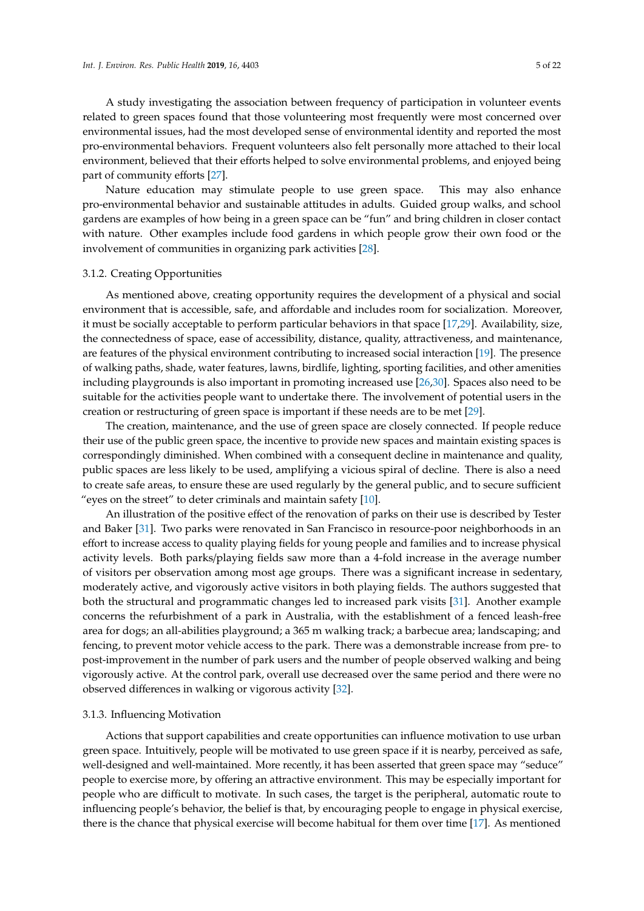A study investigating the association between frequency of participation in volunteer events related to green spaces found that those volunteering most frequently were most concerned over environmental issues, had the most developed sense of environmental identity and reported the most pro-environmental behaviors. Frequent volunteers also felt personally more attached to their local environment, believed that their efforts helped to solve environmental problems, and enjoyed being part of community efforts [27].

Nature education may stimulate people to use green space. This may also enhance pro-environmental behavior and sustainable attitudes in adults. Guided group walks, and school gardens are examples of how being in a green space can be "fun" and bring children in closer contact with nature. Other examples include food gardens in which people grow their own food or the involvement of communities in organizing park activities [28].

### 3.1.2. Creating Opportunities

As mentioned above, creating opportunity requires the development of a physical and social environment that is accessible, safe, and affordable and includes room for socialization. Moreover, it must be socially acceptable to perform particular behaviors in that space [17,29]. Availability, size, the connectedness of space, ease of accessibility, distance, quality, attractiveness, and maintenance, are features of the physical environment contributing to increased social interaction [19]. The presence of walking paths, shade, water features, lawns, birdlife, lighting, sporting facilities, and other amenities including playgrounds is also important in promoting increased use [26,30]. Spaces also need to be suitable for the activities people want to undertake there. The involvement of potential users in the creation or restructuring of green space is important if these needs are to be met [29].

The creation, maintenance, and the use of green space are closely connected. If people reduce their use of the public green space, the incentive to provide new spaces and maintain existing spaces is correspondingly diminished. When combined with a consequent decline in maintenance and quality, public spaces are less likely to be used, amplifying a vicious spiral of decline. There is also a need to create safe areas, to ensure these are used regularly by the general public, and to secure sufficient "eyes on the street" to deter criminals and maintain safety [10].

An illustration of the positive effect of the renovation of parks on their use is described by Tester and Baker [31]. Two parks were renovated in San Francisco in resource-poor neighborhoods in an effort to increase access to quality playing fields for young people and families and to increase physical activity levels. Both parks/playing fields saw more than a 4-fold increase in the average number of visitors per observation among most age groups. There was a significant increase in sedentary, moderately active, and vigorously active visitors in both playing fields. The authors suggested that both the structural and programmatic changes led to increased park visits [31]. Another example concerns the refurbishment of a park in Australia, with the establishment of a fenced leash-free area for dogs; an all-abilities playground; a 365 m walking track; a barbecue area; landscaping; and fencing, to prevent motor vehicle access to the park. There was a demonstrable increase from pre- to post-improvement in the number of park users and the number of people observed walking and being vigorously active. At the control park, overall use decreased over the same period and there were no observed differences in walking or vigorous activity [32].

### 3.1.3. Influencing Motivation

Actions that support capabilities and create opportunities can influence motivation to use urban green space. Intuitively, people will be motivated to use green space if it is nearby, perceived as safe, well-designed and well-maintained. More recently, it has been asserted that green space may "seduce" people to exercise more, by offering an attractive environment. This may be especially important for people who are difficult to motivate. In such cases, the target is the peripheral, automatic route to influencing people's behavior, the belief is that, by encouraging people to engage in physical exercise, there is the chance that physical exercise will become habitual for them over time [17]. As mentioned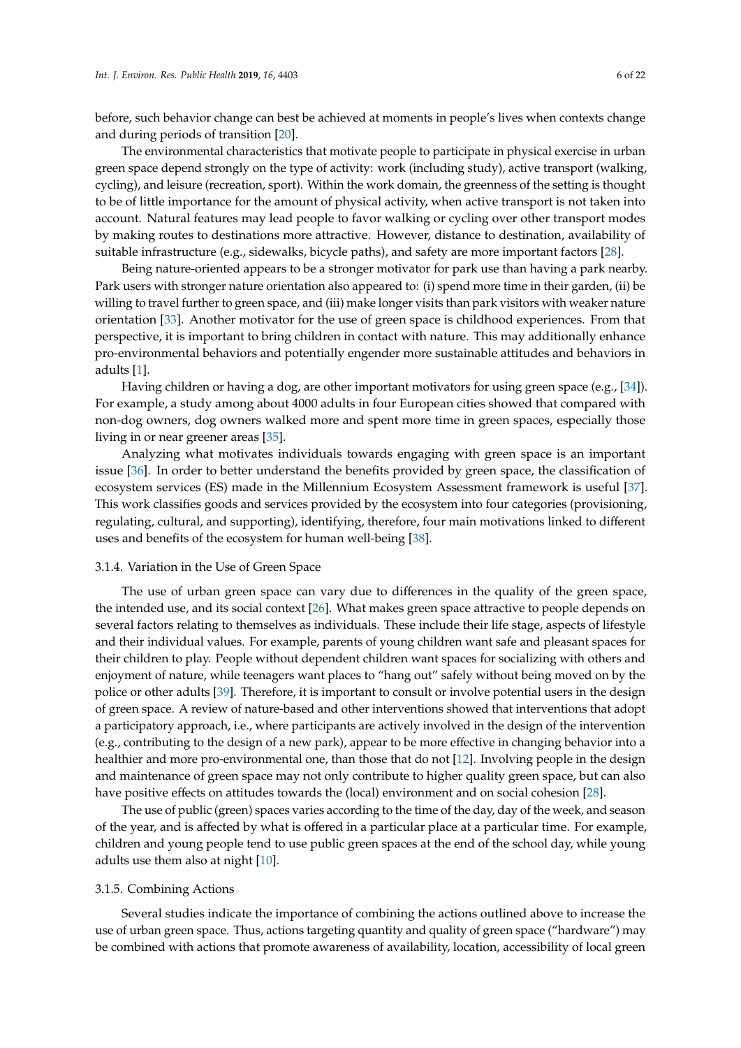before, such behavior change can best be achieved at moments in people's lives when contexts change and during periods of transition [20].

The environmental characteristics that motivate people to participate in physical exercise in urban green space depend strongly on the type of activity: work (including study), active transport (walking, cycling), and leisure (recreation, sport). Within the work domain, the greenness of the setting is thought to be of little importance for the amount of physical activity, when active transport is not taken into account. Natural features may lead people to favor walking or cycling over other transport modes by making routes to destinations more attractive. However, distance to destination, availability of suitable infrastructure (e.g., sidewalks, bicycle paths), and safety are more important factors [28].

Being nature-oriented appears to be a stronger motivator for park use than having a park nearby. Park users with stronger nature orientation also appeared to: (i) spend more time in their garden, (ii) be willing to travel further to green space, and (iii) make longer visits than park visitors with weaker nature orientation [33]. Another motivator for the use of green space is childhood experiences. From that perspective, it is important to bring children in contact with nature. This may additionally enhance pro-environmental behaviors and potentially engender more sustainable attitudes and behaviors in adults [1].

Having children or having a dog, are other important motivators for using green space (e.g., [34]). For example, a study among about 4000 adults in four European cities showed that compared with non-dog owners, dog owners walked more and spent more time in green spaces, especially those living in or near greener areas [35].

Analyzing what motivates individuals towards engaging with green space is an important issue [36]. In order to better understand the benefits provided by green space, the classification of ecosystem services (ES) made in the Millennium Ecosystem Assessment framework is useful [37]. This work classifies goods and services provided by the ecosystem into four categories (provisioning, regulating, cultural, and supporting), identifying, therefore, four main motivations linked to different uses and benefits of the ecosystem for human well-being [38].

#### 3.1.4. Variation in the Use of Green Space

The use of urban green space can vary due to differences in the quality of the green space, the intended use, and its social context [26]. What makes green space attractive to people depends on several factors relating to themselves as individuals. These include their life stage, aspects of lifestyle and their individual values. For example, parents of young children want safe and pleasant spaces for their children to play. People without dependent children want spaces for socializing with others and enjoyment of nature, while teenagers want places to "hang out" safely without being moved on by the police or other adults [39]. Therefore, it is important to consult or involve potential users in the design of green space. A review of nature-based and other interventions showed that interventions that adopt a participatory approach, i.e., where participants are actively involved in the design of the intervention (e.g., contributing to the design of a new park), appear to be more effective in changing behavior into a healthier and more pro-environmental one, than those that do not [12]. Involving people in the design and maintenance of green space may not only contribute to higher quality green space, but can also have positive effects on attitudes towards the (local) environment and on social cohesion [28].

The use of public (green) spaces varies according to the time of the day, day of the week, and season of the year, and is affected by what is offered in a particular place at a particular time. For example, children and young people tend to use public green spaces at the end of the school day, while young adults use them also at night [10].

#### 3.1.5. Combining Actions

Several studies indicate the importance of combining the actions outlined above to increase the use of urban green space. Thus, actions targeting quantity and quality of green space ("hardware") may be combined with actions that promote awareness of availability, location, accessibility of local green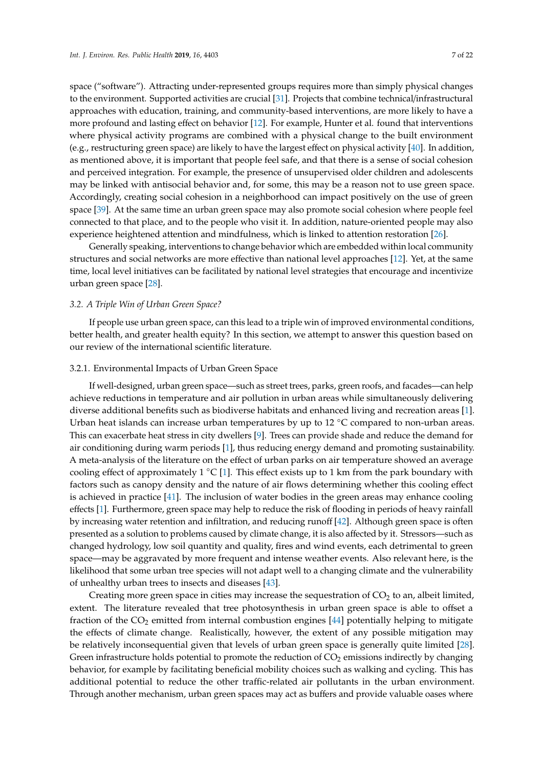space ("software"). Attracting under-represented groups requires more than simply physical changes to the environment. Supported activities are crucial [31]. Projects that combine technical/infrastructural approaches with education, training, and community-based interventions, are more likely to have a more profound and lasting effect on behavior [12]. For example, Hunter et al. found that interventions where physical activity programs are combined with a physical change to the built environment (e.g., restructuring green space) are likely to have the largest effect on physical activity [40]. In addition, as mentioned above, it is important that people feel safe, and that there is a sense of social cohesion and perceived integration. For example, the presence of unsupervised older children and adolescents may be linked with antisocial behavior and, for some, this may be a reason not to use green space. Accordingly, creating social cohesion in a neighborhood can impact positively on the use of green space [39]. At the same time an urban green space may also promote social cohesion where people feel connected to that place, and to the people who visit it. In addition, nature-oriented people may also experience heightened attention and mindfulness, which is linked to attention restoration [26].

Generally speaking, interventions to change behavior which are embedded within local community structures and social networks are more effective than national level approaches [12]. Yet, at the same time, local level initiatives can be facilitated by national level strategies that encourage and incentivize urban green space [28].

### 3.2. A Triple Win of Urban Green Space?

If people use urban green space, can this lead to a triple win of improved environmental conditions, better health, and greater health equity? In this section, we attempt to answer this question based on our review of the international scientific literature.

#### 3.2.1. Environmental Impacts of Urban Green Space

If well-designed, urban green space—such as street trees, parks, green roofs, and facades—can help achieve reductions in temperature and air pollution in urban areas while simultaneously delivering diverse additional benefits such as biodiverse habitats and enhanced living and recreation areas [1]. Urban heat islands can increase urban temperatures by up to 12 °C compared to non-urban areas. This can exacerbate heat stress in city dwellers [9]. Trees can provide shade and reduce the demand for air conditioning during warm periods [1], thus reducing energy demand and promoting sustainability. A meta-analysis of the literature on the effect of urban parks on air temperature showed an average cooling effect of approximately 1 °C [1]. This effect exists up to 1 km from the park boundary with factors such as canopy density and the nature of air flows determining whether this cooling effect is achieved in practice [41]. The inclusion of water bodies in the green areas may enhance cooling effects [1]. Furthermore, green space may help to reduce the risk of flooding in periods of heavy rainfall by increasing water retention and infiltration, and reducing runoff [42]. Although green space is often presented as a solution to problems caused by climate change, it is also affected by it. Stressors—such as changed hydrology, low soil quantity and quality, fires and wind events, each detrimental to green space—may be aggravated by more frequent and intense weather events. Also relevant here, is the likelihood that some urban tree species will not adapt well to a changing climate and the vulnerability of unhealthy urban trees to insects and diseases [43].

Creating more green space in cities may increase the sequestration of $CO_2$ to an, albeit limited, extent. The literature revealed that tree photosynthesis in urban green space is able to offset a fraction of the $CO_2$ emitted from internal combustion engines [44] potentially helping to mitigate the effects of climate change. Realistically, however, the extent of any possible mitigation may be relatively inconsequential given that levels of urban green space is generally quite limited [28]. Green infrastructure holds potential to promote the reduction of $CO_2$ emissions indirectly by changing behavior, for example by facilitating beneficial mobility choices such as walking and cycling. This has additional potential to reduce the other traffic-related air pollutants in the urban environment. Through another mechanism, urban green spaces may act as buffers and provide valuable oases where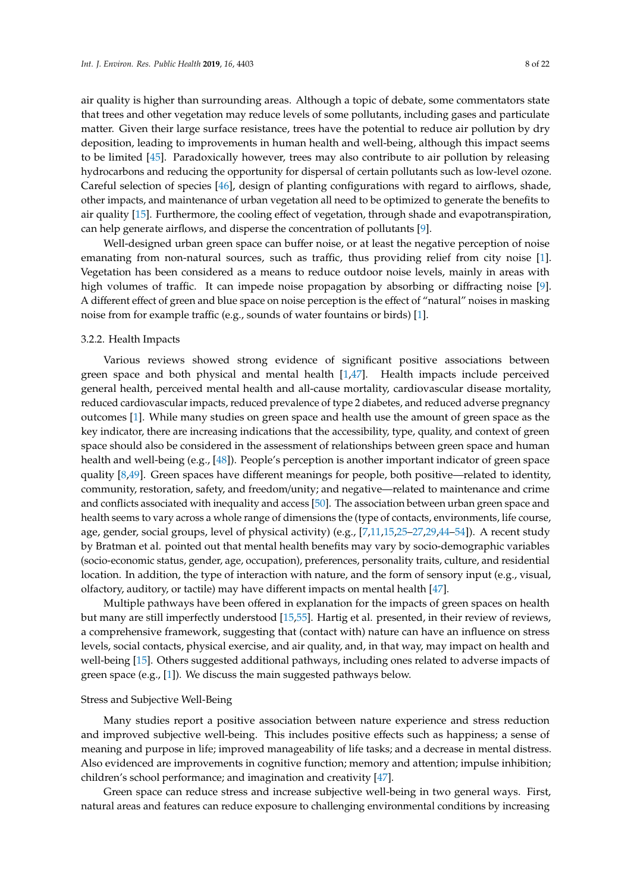air quality is higher than surrounding areas. Although a topic of debate, some commentators state that trees and other vegetation may reduce levels of some pollutants, including gases and particulate matter. Given their large surface resistance, trees have the potential to reduce air pollution by dry deposition, leading to improvements in human health and well-being, although this impact seems to be limited [45]. Paradoxically however, trees may also contribute to air pollution by releasing hydrocarbons and reducing the opportunity for dispersal of certain pollutants such as low-level ozone. Careful selection of species [46], design of planting configurations with regard to airflows, shade, other impacts, and maintenance of urban vegetation all need to be optimized to generate the benefits to air quality [15]. Furthermore, the cooling effect of vegetation, through shade and evapotranspiration, can help generate airflows, and disperse the concentration of pollutants [9].

Well-designed urban green space can buffer noise, or at least the negative perception of noise emanating from non-natural sources, such as traffic, thus providing relief from city noise [1]. Vegetation has been considered as a means to reduce outdoor noise levels, mainly in areas with high volumes of traffic. It can impede noise propagation by absorbing or diffracting noise [9]. A different effect of green and blue space on noise perception is the effect of "natural" noises in masking noise from for example traffic (e.g., sounds of water fountains or birds) [1].

#### 3.2.2. Health Impacts

Various reviews showed strong evidence of significant positive associations between green space and both physical and mental health [1,47]. Health impacts include perceived general health, perceived mental health and all-cause mortality, cardiovascular disease mortality, reduced cardiovascular impacts, reduced prevalence of type 2 diabetes, and reduced adverse pregnancy outcomes [1]. While many studies on green space and health use the amount of green space as the key indicator, there are increasing indications that the accessibility, type, quality, and context of green space should also be considered in the assessment of relationships between green space and human health and well-being (e.g., [48]). People's perception is another important indicator of green space quality [8,49]. Green spaces have different meanings for people, both positive—related to identity, community, restoration, safety, and freedom/unity; and negative—related to maintenance and crime and conflicts associated with inequality and access [50]. The association between urban green space and health seems to vary across a whole range of dimensions the (type of contacts, environments, life course, age, gender, social groups, level of physical activity) (e.g., [7,11,15,25–27,29,44–54]). A recent study by Bratman et al. pointed out that mental health benefits may vary by socio-demographic variables (socio-economic status, gender, age, occupation), preferences, personality traits, culture, and residential location. In addition, the type of interaction with nature, and the form of sensory input (e.g., visual, olfactory, auditory, or tactile) may have different impacts on mental health [47].

Multiple pathways have been offered in explanation for the impacts of green spaces on health but many are still imperfectly understood [15,55]. Hartig et al. presented, in their review of reviews, a comprehensive framework, suggesting that (contact with) nature can have an influence on stress levels, social contacts, physical exercise, and air quality, and, in that way, may impact on health and well-being [15]. Others suggested additional pathways, including ones related to adverse impacts of green space (e.g., [1]). We discuss the main suggested pathways below.

##### Stress and Subjective Well-Being

Many studies report a positive association between nature experience and stress reduction and improved subjective well-being. This includes positive effects such as happiness; a sense of meaning and purpose in life; improved manageability of life tasks; and a decrease in mental distress. Also evidenced are improvements in cognitive function; memory and attention; impulse inhibition; children's school performance; and imagination and creativity [47].

Green space can reduce stress and increase subjective well-being in two general ways. First, natural areas and features can reduce exposure to challenging environmental conditions by increasing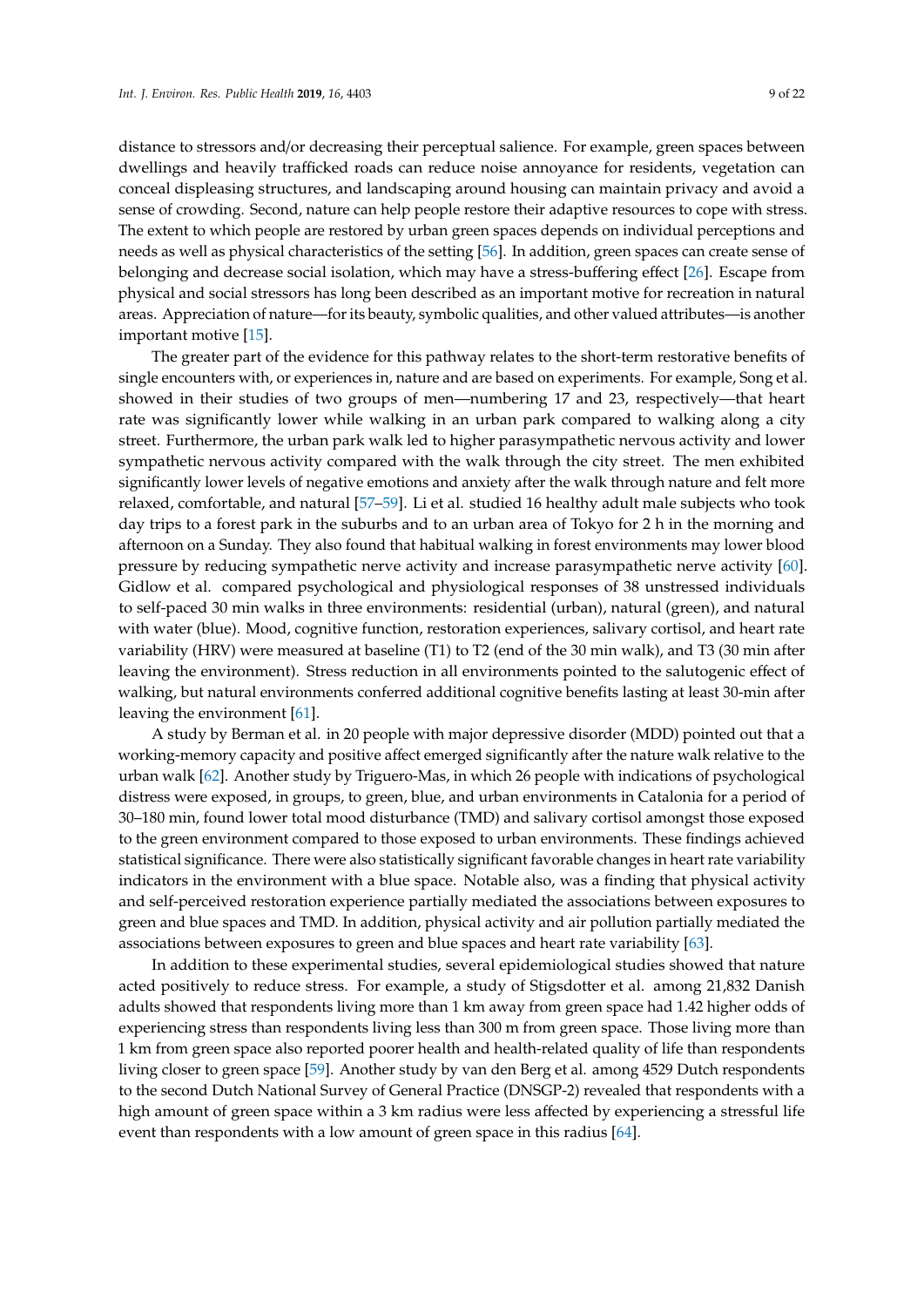distance to stressors and/or decreasing their perceptual salience. For example, green spaces between dwellings and heavily trafficked roads can reduce noise annoyance for residents, vegetation can conceal displeasing structures, and landscaping around housing can maintain privacy and avoid a sense of crowding. Second, nature can help people restore their adaptive resources to cope with stress. The extent to which people are restored by urban green spaces depends on individual perceptions and needs as well as physical characteristics of the setting [56]. In addition, green spaces can create sense of belonging and decrease social isolation, which may have a stress-buffering effect [26]. Escape from physical and social stressors has long been described as an important motive for recreation in natural areas. Appreciation of nature—for its beauty, symbolic qualities, and other valued attributes—is another important motive [15].

The greater part of the evidence for this pathway relates to the short-term restorative benefits of single encounters with, or experiences in, nature and are based on experiments. For example, Song et al. showed in their studies of two groups of men—numbering 17 and 23, respectively—that heart rate was significantly lower while walking in an urban park compared to walking along a city street. Furthermore, the urban park walk led to higher parasympathetic nervous activity and lower sympathetic nervous activity compared with the walk through the city street. The men exhibited significantly lower levels of negative emotions and anxiety after the walk through nature and felt more relaxed, comfortable, and natural [57–59]. Li et al. studied 16 healthy adult male subjects who took day trips to a forest park in the suburbs and to an urban area of Tokyo for 2 h in the morning and afternoon on a Sunday. They also found that habitual walking in forest environments may lower blood pressure by reducing sympathetic nerve activity and increase parasympathetic nerve activity [60]. Gidlow et al. compared psychological and physiological responses of 38 unstressed individuals to self-paced 30 min walks in three environments: residential (urban), natural (green), and natural with water (blue). Mood, cognitive function, restoration experiences, salivary cortisol, and heart rate variability (HRV) were measured at baseline (T1) to T2 (end of the 30 min walk), and T3 (30 min after leaving the environment). Stress reduction in all environments pointed to the salutogenic effect of walking, but natural environments conferred additional cognitive benefits lasting at least 30-min after leaving the environment [61].

A study by Berman et al. in 20 people with major depressive disorder (MDD) pointed out that a working-memory capacity and positive affect emerged significantly after the nature walk relative to the urban walk [62]. Another study by Triguero-Mas, in which 26 people with indications of psychological distress were exposed, in groups, to green, blue, and urban environments in Catalonia for a period of 30–180 min, found lower total mood disturbance (TMD) and salivary cortisol amongst those exposed to the green environment compared to those exposed to urban environments. These findings achieved statistical significance. There were also statistically significant favorable changes in heart rate variability indicators in the environment with a blue space. Notable also, was a finding that physical activity and self-perceived restoration experience partially mediated the associations between exposures to green and blue spaces and TMD. In addition, physical activity and air pollution partially mediated the associations between exposures to green and blue spaces and heart rate variability [63].

In addition to these experimental studies, several epidemiological studies showed that nature acted positively to reduce stress. For example, a study of Stigsdotter et al. among 21,832 Danish adults showed that respondents living more than 1 km away from green space had 1.42 higher odds of experiencing stress than respondents living less than 300 m from green space. Those living more than 1 km from green space also reported poorer health and health-related quality of life than respondents living closer to green space [59]. Another study by van den Berg et al. among 4529 Dutch respondents to the second Dutch National Survey of General Practice (DNSGP-2) revealed that respondents with a high amount of green space within a 3 km radius were less affected by experiencing a stressful life event than respondents with a low amount of green space in this radius [64].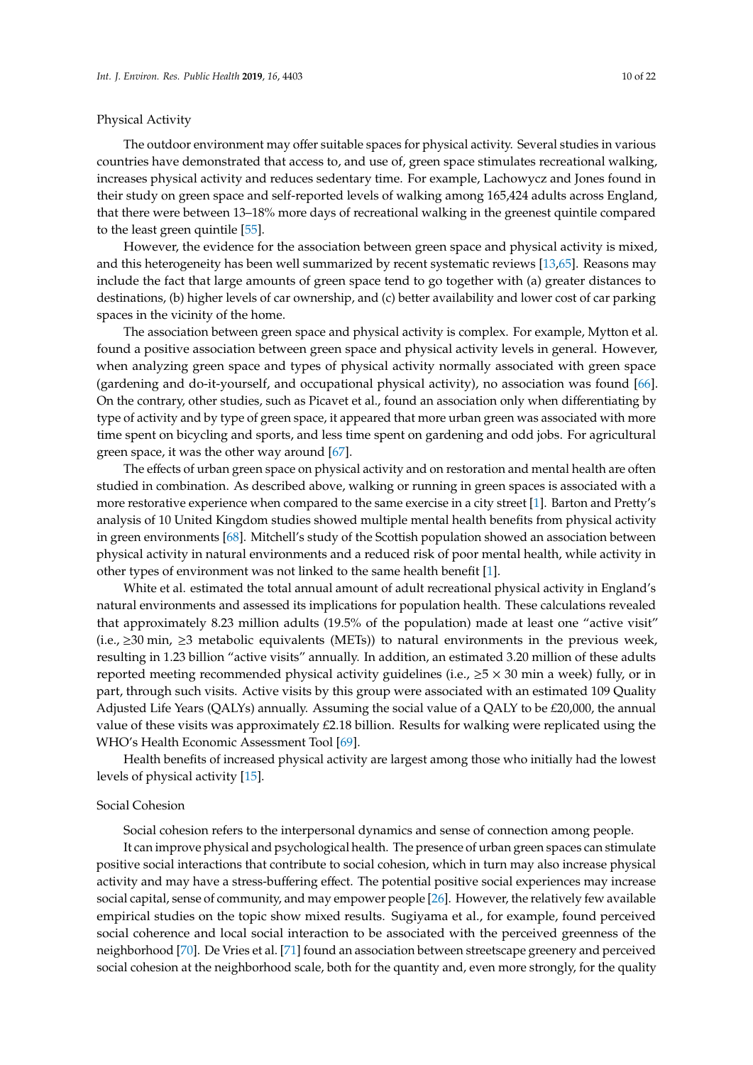Physical Activity

The outdoor environment may offer suitable spaces for physical activity. Several studies in various countries have demonstrated that access to, and use of, green space stimulates recreational walking, increases physical activity and reduces sedentary time. For example, Lachowycz and Jones found in their study on green space and self-reported levels of walking among 165,424 adults across England, that there were between 13–18% more days of recreational walking in the greenest quintile compared to the least green quintile [55].

However, the evidence for the association between green space and physical activity is mixed, and this heterogeneity has been well summarized by recent systematic reviews [13,65]. Reasons may include the fact that large amounts of green space tend to go together with (a) greater distances to destinations, (b) higher levels of car ownership, and (c) better availability and lower cost of car parking spaces in the vicinity of the home.

The association between green space and physical activity is complex. For example, Mytton et al. found a positive association between green space and physical activity levels in general. However, when analyzing green space and types of physical activity normally associated with green space (gardening and do-it-yourself, and occupational physical activity), no association was found [66]. On the contrary, other studies, such as Picavet et al., found an association only when differentiating by type of activity and by type of green space, it appeared that more urban green was associated with more time spent on bicycling and sports, and less time spent on gardening and odd jobs. For agricultural green space, it was the other way around [67].

The effects of urban green space on physical activity and on restoration and mental health are often studied in combination. As described above, walking or running in green spaces is associated with a more restorative experience when compared to the same exercise in a city street [1]. Barton and Pretty's analysis of 10 United Kingdom studies showed multiple mental health benefits from physical activity in green environments [68]. Mitchell's study of the Scottish population showed an association between physical activity in natural environments and a reduced risk of poor mental health, while activity in other types of environment was not linked to the same health benefit [1].

White et al. estimated the total annual amount of adult recreational physical activity in England's natural environments and assessed its implications for population health. These calculations revealed that approximately 8.23 million adults (19.5% of the population) made at least one "active visit" (i.e., ≥30 min, ≥3 metabolic equivalents (METs)) to natural environments in the previous week, resulting in 1.23 billion "active visits" annually. In addition, an estimated 3.20 million of these adults reported meeting recommended physical activity guidelines (i.e., $\geq 5 \times 30$ min a week) fully, or in part, through such visits. Active visits by this group were associated with an estimated 109 Quality Adjusted Life Years (QALYs) annually. Assuming the social value of a QALY to be £20,000, the annual value of these visits was approximately £2.18 billion. Results for walking were replicated using the WHO's Health Economic Assessment Tool [69].

Health benefits of increased physical activity are largest among those who initially had the lowest levels of physical activity [15].

Social Cohesion

Social cohesion refers to the interpersonal dynamics and sense of connection among people.

It can improve physical and psychological health. The presence of urban green spaces can stimulate positive social interactions that contribute to social cohesion, which in turn may also increase physical activity and may have a stress-buffering effect. The potential positive social experiences may increase social capital, sense of community, and may empower people [26]. However, the relatively few available empirical studies on the topic show mixed results. Sugiyama et al., for example, found perceived social coherence and local social interaction to be associated with the perceived greenness of the neighborhood [70]. De Vries et al. [71] found an association between streetscape greenery and perceived social cohesion at the neighborhood scale, both for the quantity and, even more strongly, for the quality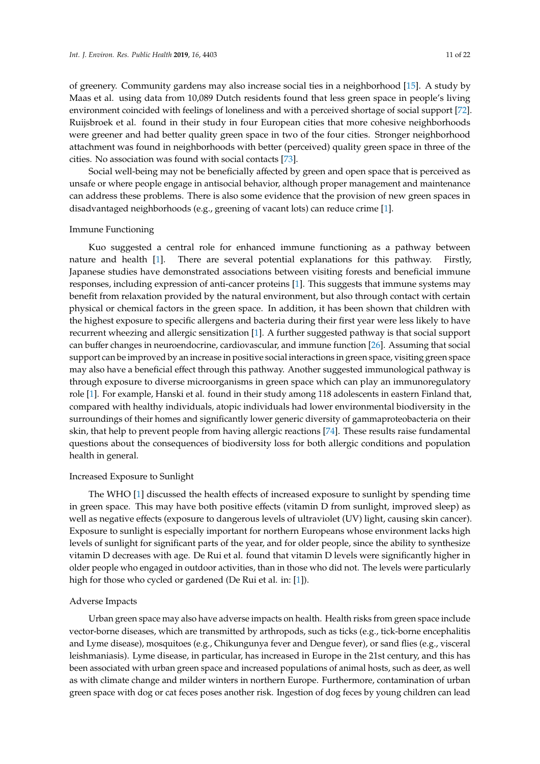of greenery. Community gardens may also increase social ties in a neighborhood [15]. A study by Maas et al. using data from 10,089 Dutch residents found that less green space in people's living environment coincided with feelings of loneliness and with a perceived shortage of social support [72]. Ruijsbroek et al. found in their study in four European cities that more cohesive neighborhoods were greener and had better quality green space in two of the four cities. Stronger neighborhood attachment was found in neighborhoods with better (perceived) quality green space in three of the cities. No association was found with social contacts [73].

Social well-being may not be beneficially affected by green and open space that is perceived as unsafe or where people engage in antisocial behavior, although proper management and maintenance can address these problems. There is also some evidence that the provision of new green spaces in disadvantaged neighborhoods (e.g., greening of vacant lots) can reduce crime [1].

#### Immune Functioning

Kuo suggested a central role for enhanced immune functioning as a pathway between nature and health [1]. There are several potential explanations for this pathway. Firstly, Japanese studies have demonstrated associations between visiting forests and beneficial immune responses, including expression of anti-cancer proteins [1]. This suggests that immune systems may benefit from relaxation provided by the natural environment, but also through contact with certain physical or chemical factors in the green space. In addition, it has been shown that children with the highest exposure to specific allergens and bacteria during their first year were less likely to have recurrent wheezing and allergic sensitization [1]. A further suggested pathway is that social support can buffer changes in neuroendocrine, cardiovascular, and immune function [26]. Assuming that social support can be improved by an increase in positive social interactions in green space, visiting green space may also have a beneficial effect through this pathway. Another suggested immunological pathway is through exposure to diverse microorganisms in green space which can play an immunoregulatory role [1]. For example, Hanski et al. found in their study among 118 adolescents in eastern Finland that, compared with healthy individuals, atopic individuals had lower environmental biodiversity in the surroundings of their homes and significantly lower generic diversity of gammaproteobacteria on their skin, that help to prevent people from having allergic reactions [74]. These results raise fundamental questions about the consequences of biodiversity loss for both allergic conditions and population health in general.

#### Increased Exposure to Sunlight

The WHO [1] discussed the health effects of increased exposure to sunlight by spending time in green space. This may have both positive effects (vitamin D from sunlight, improved sleep) as well as negative effects (exposure to dangerous levels of ultraviolet (UV) light, causing skin cancer). Exposure to sunlight is especially important for northern Europeans whose environment lacks high levels of sunlight for significant parts of the year, and for older people, since the ability to synthesize vitamin D decreases with age. De Rui et al. found that vitamin D levels were significantly higher in older people who engaged in outdoor activities, than in those who did not. The levels were particularly high for those who cycled or gardened (De Rui et al. in: [1]).

#### Adverse Impacts

Urban green space may also have adverse impacts on health. Health risks from green space include vector-borne diseases, which are transmitted by arthropods, such as ticks (e.g., tick-borne encephalitis and Lyme disease), mosquitoes (e.g., Chikungunya fever and Dengue fever), or sand flies (e.g., visceral leishmaniasis). Lyme disease, in particular, has increased in Europe in the 21st century, and this has been associated with urban green space and increased populations of animal hosts, such as deer, as well as with climate change and milder winters in northern Europe. Furthermore, contamination of urban green space with dog or cat feces poses another risk. Ingestion of dog feces by young children can lead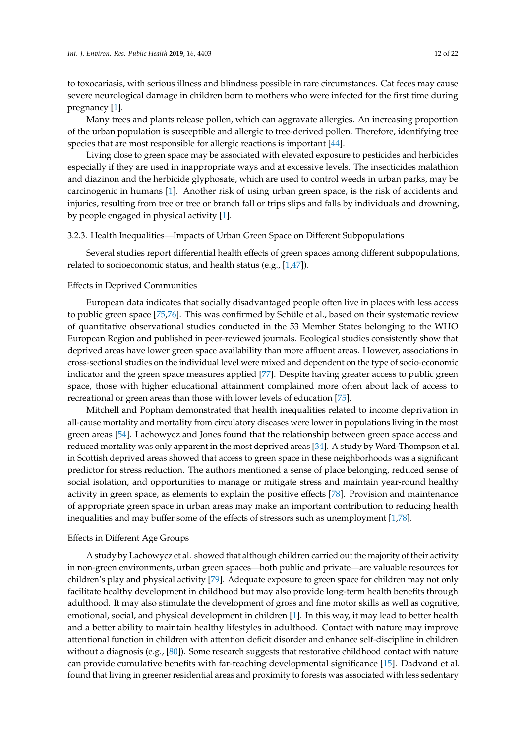to toxocariasis, with serious illness and blindness possible in rare circumstances. Cat feces may cause severe neurological damage in children born to mothers who were infected for the first time during pregnancy [1].

Many trees and plants release pollen, which can aggravate allergies. An increasing proportion of the urban population is susceptible and allergic to tree-derived pollen. Therefore, identifying tree species that are most responsible for allergic reactions is important [44].

Living close to green space may be associated with elevated exposure to pesticides and herbicides especially if they are used in inappropriate ways and at excessive levels. The insecticides malathion and diazinon and the herbicide glyphosate, which are used to control weeds in urban parks, may be carcinogenic in humans [1]. Another risk of using urban green space, is the risk of accidents and injuries, resulting from tree or tree or branch fall or trips slips and falls by individuals and drowning, by people engaged in physical activity [1].

### 3.2.3. Health Inequalities—Impacts of Urban Green Space on Different Subpopulations

Several studies report differential health effects of green spaces among different subpopulations, related to socioeconomic status, and health status (e.g., [1,47]).

#### Effects in Deprived Communities

European data indicates that socially disadvantaged people often live in places with less access to public green space [75,76]. This was confirmed by Schüle et al., based on their systematic review of quantitative observational studies conducted in the 53 Member States belonging to the WHO European Region and published in peer-reviewed journals. Ecological studies consistently show that deprived areas have lower green space availability than more affluent areas. However, associations in cross-sectional studies on the individual level were mixed and dependent on the type of socio-economic indicator and the green space measures applied [77]. Despite having greater access to public green space, those with higher educational attainment complained more often about lack of access to recreational or green areas than those with lower levels of education [75].

Mitchell and Popham demonstrated that health inequalities related to income deprivation in all-cause mortality and mortality from circulatory diseases were lower in populations living in the most green areas [54]. Lachowycz and Jones found that the relationship between green space access and reduced mortality was only apparent in the most deprived areas [34]. A study by Ward-Thompson et al. in Scottish deprived areas showed that access to green space in these neighborhoods was a significant predictor for stress reduction. The authors mentioned a sense of place belonging, reduced sense of social isolation, and opportunities to manage or mitigate stress and maintain year-round healthy activity in green space, as elements to explain the positive effects [78]. Provision and maintenance of appropriate green space in urban areas may make an important contribution to reducing health inequalities and may buffer some of the effects of stressors such as unemployment [1,78].

#### Effects in Different Age Groups

A study by Lachowycz et al. showed that although children carried out the majority of their activity in non-green environments, urban green spaces—both public and private—are valuable resources for children's play and physical activity [79]. Adequate exposure to green space for children may not only facilitate healthy development in childhood but may also provide long-term health benefits through adulthood. It may also stimulate the development of gross and fine motor skills as well as cognitive, emotional, social, and physical development in children [1]. In this way, it may lead to better health and a better ability to maintain healthy lifestyles in adulthood. Contact with nature may improve attentional function in children with attention deficit disorder and enhance self-discipline in children without a diagnosis (e.g., [80]). Some research suggests that restorative childhood contact with nature can provide cumulative benefits with far-reaching developmental significance [15]. Dadvand et al. found that living in greener residential areas and proximity to forests was associated with less sedentary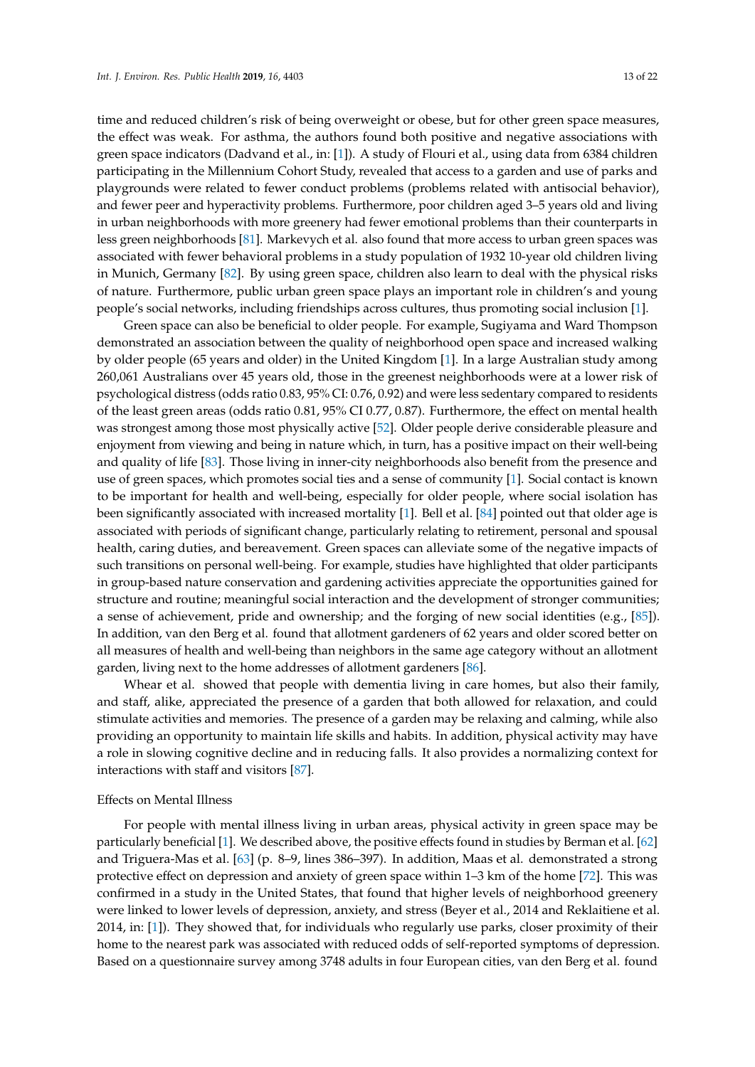time and reduced children's risk of being overweight or obese, but for other green space measures, the effect was weak. For asthma, the authors found both positive and negative associations with green space indicators (Dadvand et al., in: [1]). A study of Flouri et al., using data from 6384 children participating in the Millennium Cohort Study, revealed that access to a garden and use of parks and playgrounds were related to fewer conduct problems (problems related with antisocial behavior), and fewer peer and hyperactivity problems. Furthermore, poor children aged 3–5 years old and living in urban neighborhoods with more greenery had fewer emotional problems than their counterparts in less green neighborhoods [81]. Markevych et al. also found that more access to urban green spaces was associated with fewer behavioral problems in a study population of 1932 10-year old children living in Munich, Germany [82]. By using green space, children also learn to deal with the physical risks of nature. Furthermore, public urban green space plays an important role in children's and young people's social networks, including friendships across cultures, thus promoting social inclusion [1].

Green space can also be beneficial to older people. For example, Sugiyama and Ward Thompson demonstrated an association between the quality of neighborhood open space and increased walking by older people (65 years and older) in the United Kingdom [1]. In a large Australian study among 260,061 Australians over 45 years old, those in the greenest neighborhoods were at a lower risk of psychological distress (odds ratio 0.83, 95% CI: 0.76, 0.92) and were less sedentary compared to residents of the least green areas (odds ratio 0.81, 95% CI 0.77, 0.87). Furthermore, the effect on mental health was strongest among those most physically active [52]. Older people derive considerable pleasure and enjoyment from viewing and being in nature which, in turn, has a positive impact on their well-being and quality of life [83]. Those living in inner-city neighborhoods also benefit from the presence and use of green spaces, which promotes social ties and a sense of community [1]. Social contact is known to be important for health and well-being, especially for older people, where social isolation has been significantly associated with increased mortality [1]. Bell et al. [84] pointed out that older age is associated with periods of significant change, particularly relating to retirement, personal and spousal health, caring duties, and bereavement. Green spaces can alleviate some of the negative impacts of such transitions on personal well-being. For example, studies have highlighted that older participants in group-based nature conservation and gardening activities appreciate the opportunities gained for structure and routine; meaningful social interaction and the development of stronger communities; a sense of achievement, pride and ownership; and the forging of new social identities (e.g., [85]). In addition, van den Berg et al. found that allotment gardeners of 62 years and older scored better on all measures of health and well-being than neighbors in the same age category without an allotment garden, living next to the home addresses of allotment gardeners [86].

Whear et al. showed that people with dementia living in care homes, but also their family, and staff, alike, appreciated the presence of a garden that both allowed for relaxation, and could stimulate activities and memories. The presence of a garden may be relaxing and calming, while also providing an opportunity to maintain life skills and habits. In addition, physical activity may have a role in slowing cognitive decline and in reducing falls. It also provides a normalizing context for interactions with staff and visitors [87].

Effects on Mental Illness

For people with mental illness living in urban areas, physical activity in green space may be particularly beneficial [1]. We described above, the positive effects found in studies by Berman et al. [62] and Triguera-Mas et al. [63] (p. 8–9, lines 386–397). In addition, Maas et al. demonstrated a strong protective effect on depression and anxiety of green space within 1–3 km of the home [72]. This was confirmed in a study in the United States, that found that higher levels of neighborhood greenery were linked to lower levels of depression, anxiety, and stress (Beyer et al., 2014 and Reklaitiene et al. 2014, in: [1]). They showed that, for individuals who regularly use parks, closer proximity of their home to the nearest park was associated with reduced odds of self-reported symptoms of depression. Based on a questionnaire survey among 3748 adults in four European cities, van den Berg et al. found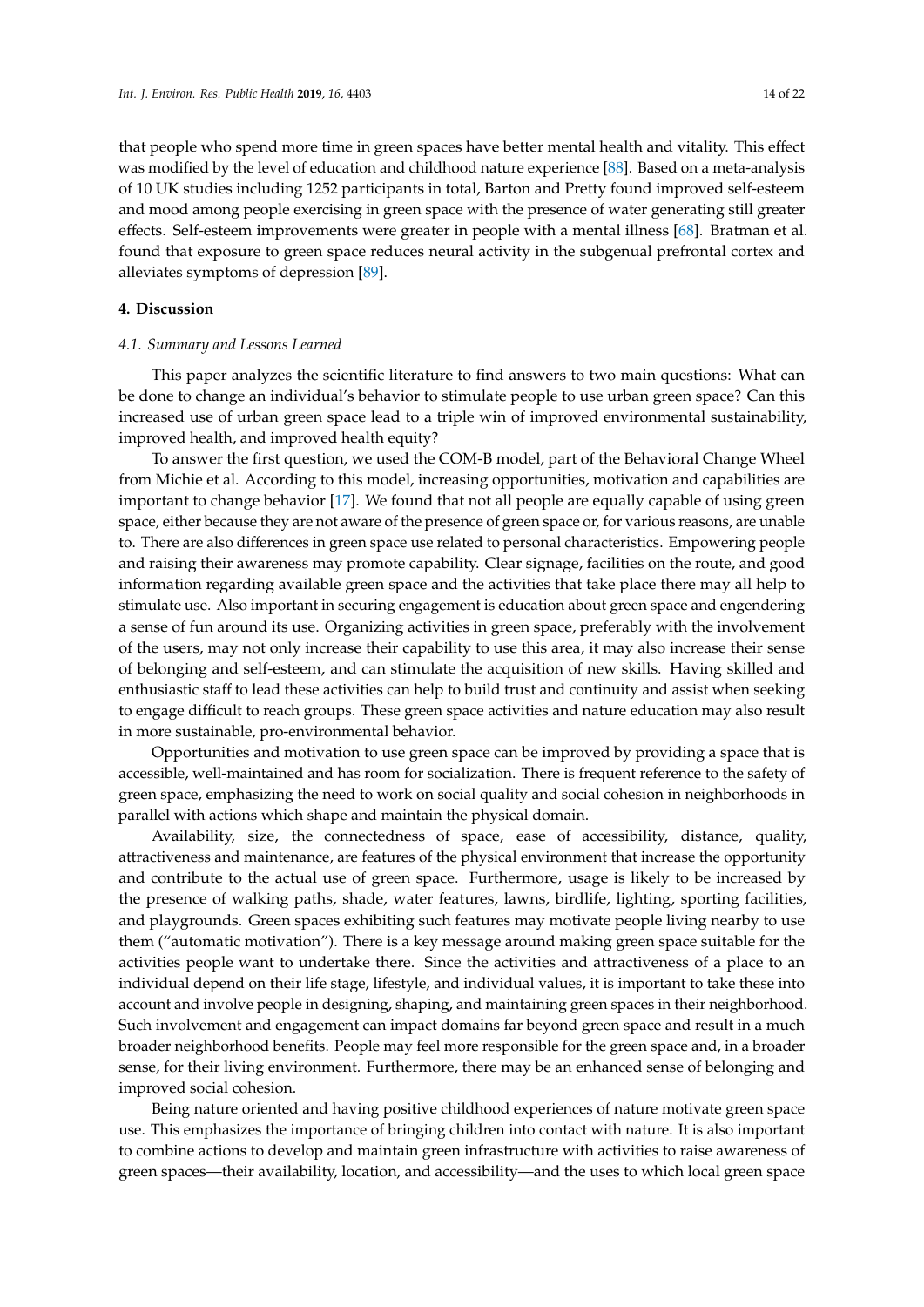that people who spend more time in green spaces have better mental health and vitality. This effect was modified by the level of education and childhood nature experience [88]. Based on a meta-analysis of 10 UK studies including 1252 participants in total, Barton and Pretty found improved self-esteem and mood among people exercising in green space with the presence of water generating still greater effects. Self-esteem improvements were greater in people with a mental illness [68]. Bratman et al. found that exposure to green space reduces neural activity in the subgenual prefrontal cortex and alleviates symptoms of depression [89].

## 4. Discussion

### *4.1. Summary and Lessons Learned*

This paper analyzes the scientific literature to find answers to two main questions: What can be done to change an individual's behavior to stimulate people to use urban green space? Can this increased use of urban green space lead to a triple win of improved environmental sustainability, improved health, and improved health equity?

To answer the first question, we used the COM-B model, part of the Behavioral Change Wheel from Michie et al. According to this model, increasing opportunities, motivation and capabilities are important to change behavior [17]. We found that not all people are equally capable of using green space, either because they are not aware of the presence of green space or, for various reasons, are unable to. There are also differences in green space use related to personal characteristics. Empowering people and raising their awareness may promote capability. Clear signage, facilities on the route, and good information regarding available green space and the activities that take place there may all help to stimulate use. Also important in securing engagement is education about green space and engendering a sense of fun around its use. Organizing activities in green space, preferably with the involvement of the users, may not only increase their capability to use this area, it may also increase their sense of belonging and self-esteem, and can stimulate the acquisition of new skills. Having skilled and enthusiastic staff to lead these activities can help to build trust and continuity and assist when seeking to engage difficult to reach groups. These green space activities and nature education may also result in more sustainable, pro-environmental behavior.

Opportunities and motivation to use green space can be improved by providing a space that is accessible, well-maintained and has room for socialization. There is frequent reference to the safety of green space, emphasizing the need to work on social quality and social cohesion in neighborhoods in parallel with actions which shape and maintain the physical domain.

Availability, size, the connectedness of space, ease of accessibility, distance, quality, attractiveness and maintenance, are features of the physical environment that increase the opportunity and contribute to the actual use of green space. Furthermore, usage is likely to be increased by the presence of walking paths, shade, water features, lawns, birdlife, lighting, sporting facilities, and playgrounds. Green spaces exhibiting such features may motivate people living nearby to use them ("automatic motivation"). There is a key message around making green space suitable for the activities people want to undertake there. Since the activities and attractiveness of a place to an individual depend on their life stage, lifestyle, and individual values, it is important to take these into account and involve people in designing, shaping, and maintaining green spaces in their neighborhood. Such involvement and engagement can impact domains far beyond green space and result in a much broader neighborhood benefits. People may feel more responsible for the green space and, in a broader sense, for their living environment. Furthermore, there may be an enhanced sense of belonging and improved social cohesion.

Being nature oriented and having positive childhood experiences of nature motivate green space use. This emphasizes the importance of bringing children into contact with nature. It is also important to combine actions to develop and maintain green infrastructure with activities to raise awareness of green spaces—their availability, location, and accessibility—and the uses to which local green space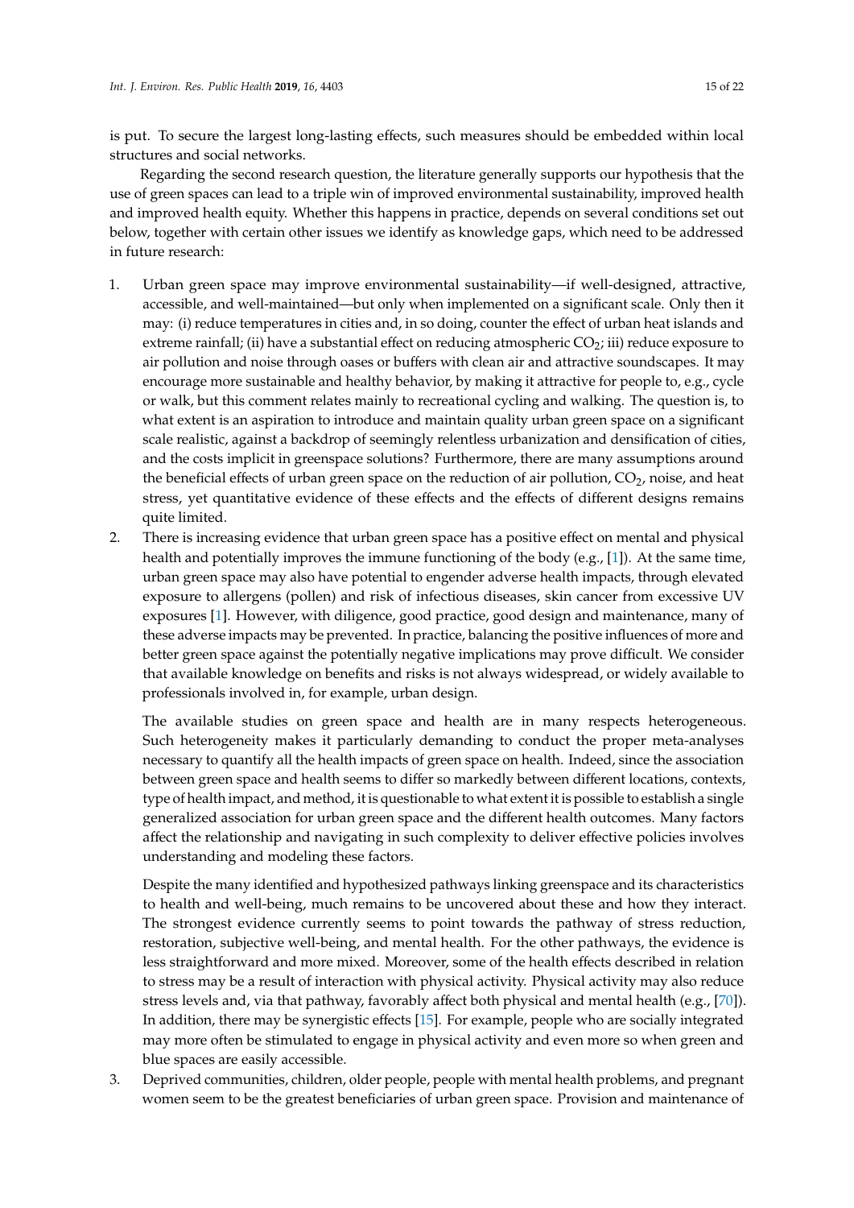is put. To secure the largest long-lasting effects, such measures should be embedded within local structures and social networks.

Regarding the second research question, the literature generally supports our hypothesis that the use of green spaces can lead to a triple win of improved environmental sustainability, improved health and improved health equity. Whether this happens in practice, depends on several conditions set out below, together with certain other issues we identify as knowledge gaps, which need to be addressed in future research:

1. Urban green space may improve environmental sustainability—if well-designed, attractive, accessible, and well-maintained—but only when implemented on a significant scale. Only then it may: (i) reduce temperatures in cities and, in so doing, counter the effect of urban heat islands and extreme rainfall; (ii) have a substantial effect on reducing atmospheric $CO_2$; iii) reduce exposure to air pollution and noise through oases or buffers with clean air and attractive soundscapes. It may encourage more sustainable and healthy behavior, by making it attractive for people to, e.g., cycle or walk, but this comment relates mainly to recreational cycling and walking. The question is, to what extent is an aspiration to introduce and maintain quality urban green space on a significant scale realistic, against a backdrop of seemingly relentless urbanization and densification of cities, and the costs implicit in greenspace solutions? Furthermore, there are many assumptions around the beneficial effects of urban green space on the reduction of air pollution, $CO_2$, noise, and heat stress, yet quantitative evidence of these effects and the effects of different designs remains quite limited.
2. There is increasing evidence that urban green space has a positive effect on mental and physical health and potentially improves the immune functioning of the body (e.g., [1]). At the same time, urban green space may also have potential to engender adverse health impacts, through elevated exposure to allergens (pollen) and risk of infectious diseases, skin cancer from excessive UV exposures [1]. However, with diligence, good practice, good design and maintenance, many of these adverse impacts may be prevented. In practice, balancing the positive influences of more and better green space against the potentially negative implications may prove difficult. We consider that available knowledge on benefits and risks is not always widespread, or widely available to professionals involved in, for example, urban design.

   The available studies on green space and health are in many respects heterogeneous. Such heterogeneity makes it particularly demanding to conduct the proper meta-analyses necessary to quantify all the health impacts of green space on health. Indeed, since the association between green space and health seems to differ so markedly between different locations, contexts, type of health impact, and method, it is questionable to what extent it is possible to establish a single generalized association for urban green space and the different health outcomes. Many factors affect the relationship and navigating in such complexity to deliver effective policies involves understanding and modeling these factors.

   Despite the many identified and hypothesized pathways linking greenspace and its characteristics to health and well-being, much remains to be uncovered about these and how they interact. The strongest evidence currently seems to point towards the pathway of stress reduction, restoration, subjective well-being, and mental health. For the other pathways, the evidence is less straightforward and more mixed. Moreover, some of the health effects described in relation to stress may be a result of interaction with physical activity. Physical activity may also reduce stress levels and, via that pathway, favorably affect both physical and mental health (e.g., [70]). In addition, there may be synergistic effects [15]. For example, people who are socially integrated may more often be stimulated to engage in physical activity and even more so when green and blue spaces are easily accessible.
3. Deprived communities, children, older people, people with mental health problems, and pregnant women seem to be the greatest beneficiaries of urban green space. Provision and maintenance of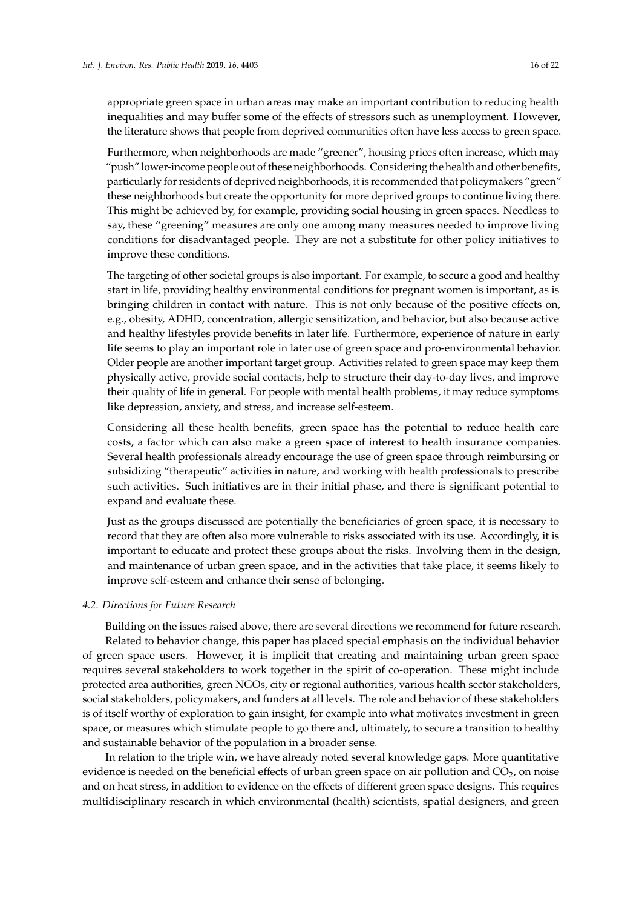appropriate green space in urban areas may make an important contribution to reducing health inequalities and may buffer some of the effects of stressors such as unemployment. However, the literature shows that people from deprived communities often have less access to green space.

Furthermore, when neighborhoods are made "greener", housing prices often increase, which may "push" lower-income people out of these neighborhoods. Considering the health and other benefits, particularly for residents of deprived neighborhoods, it is recommended that policymakers "green" these neighborhoods but create the opportunity for more deprived groups to continue living there. This might be achieved by, for example, providing social housing in green spaces. Needless to say, these "greening" measures are only one among many measures needed to improve living conditions for disadvantaged people. They are not a substitute for other policy initiatives to improve these conditions.

The targeting of other societal groups is also important. For example, to secure a good and healthy start in life, providing healthy environmental conditions for pregnant women is important, as is bringing children in contact with nature. This is not only because of the positive effects on, e.g., obesity, ADHD, concentration, allergic sensitization, and behavior, but also because active and healthy lifestyles provide benefits in later life. Furthermore, experience of nature in early life seems to play an important role in later use of green space and pro-environmental behavior. Older people are another important target group. Activities related to green space may keep them physically active, provide social contacts, help to structure their day-to-day lives, and improve their quality of life in general. For people with mental health problems, it may reduce symptoms like depression, anxiety, and stress, and increase self-esteem.

Considering all these health benefits, green space has the potential to reduce health care costs, a factor which can also make a green space of interest to health insurance companies. Several health professionals already encourage the use of green space through reimbursing or subsidizing "therapeutic" activities in nature, and working with health professionals to prescribe such activities. Such initiatives are in their initial phase, and there is significant potential to expand and evaluate these.

Just as the groups discussed are potentially the beneficiaries of green space, it is necessary to record that they are often also more vulnerable to risks associated with its use. Accordingly, it is important to educate and protect these groups about the risks. Involving them in the design, and maintenance of urban green space, and in the activities that take place, it seems likely to improve self-esteem and enhance their sense of belonging.

### *4.2. Directions for Future Research*

Building on the issues raised above, there are several directions we recommend for future research.

Related to behavior change, this paper has placed special emphasis on the individual behavior of green space users. However, it is implicit that creating and maintaining urban green space requires several stakeholders to work together in the spirit of co-operation. These might include protected area authorities, green NGOs, city or regional authorities, various health sector stakeholders, social stakeholders, policymakers, and funders at all levels. The role and behavior of these stakeholders is of itself worthy of exploration to gain insight, for example into what motivates investment in green space, or measures which stimulate people to go there and, ultimately, to secure a transition to healthy and sustainable behavior of the population in a broader sense.

In relation to the triple win, we have already noted several knowledge gaps. More quantitative evidence is needed on the beneficial effects of urban green space on air pollution and $CO_2$, on noise and on heat stress, in addition to evidence on the effects of different green space designs. This requires multidisciplinary research in which environmental (health) scientists, spatial designers, and green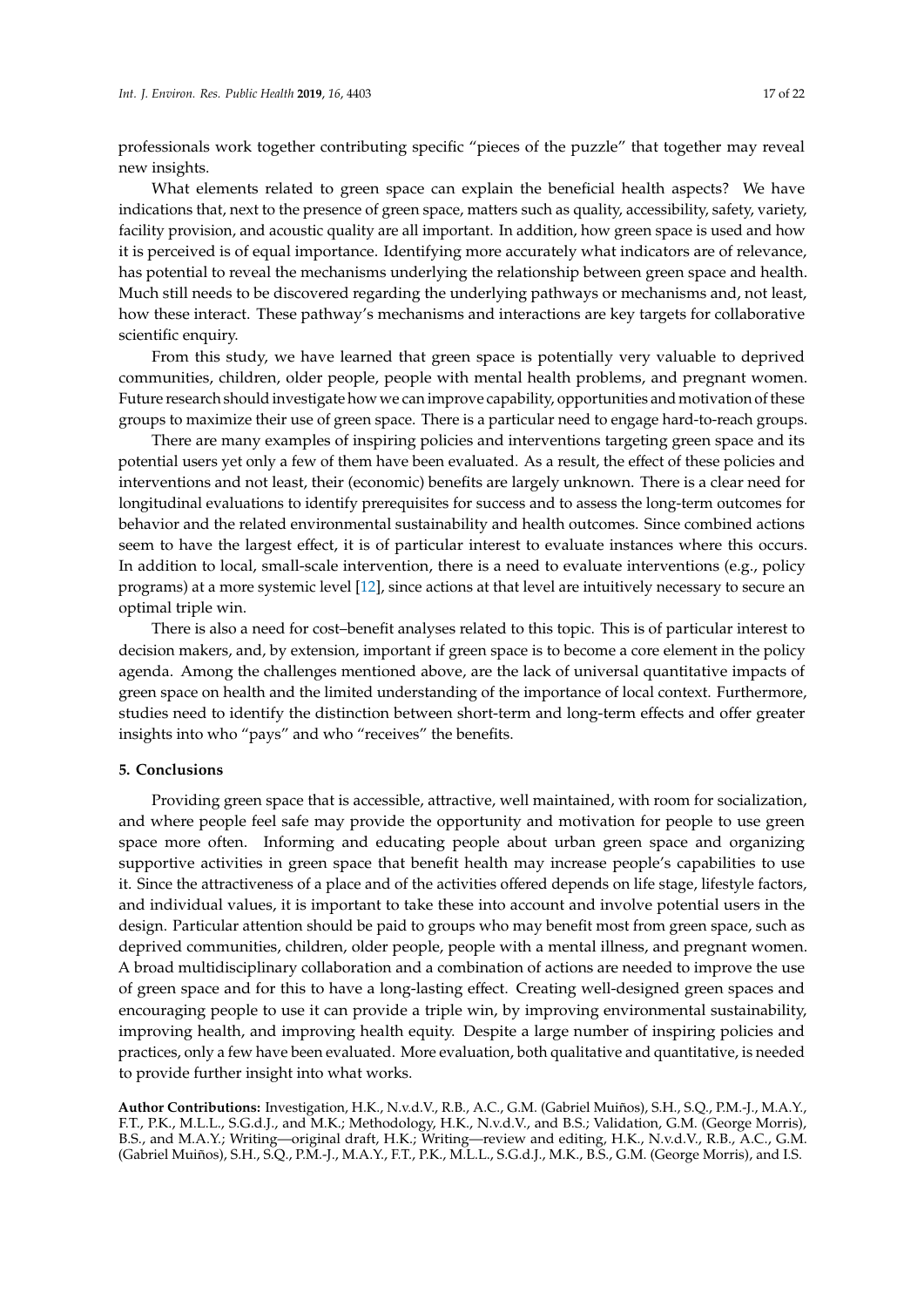professionals work together contributing specific "pieces of the puzzle" that together may reveal new insights.

What elements related to green space can explain the beneficial health aspects? We have indications that, next to the presence of green space, matters such as quality, accessibility, safety, variety, facility provision, and acoustic quality are all important. In addition, how green space is used and how it is perceived is of equal importance. Identifying more accurately what indicators are of relevance, has potential to reveal the mechanisms underlying the relationship between green space and health. Much still needs to be discovered regarding the underlying pathways or mechanisms and, not least, how these interact. These pathway's mechanisms and interactions are key targets for collaborative scientific enquiry.

From this study, we have learned that green space is potentially very valuable to deprived communities, children, older people, people with mental health problems, and pregnant women. Future research should investigate how we can improve capability, opportunities and motivation of these groups to maximize their use of green space. There is a particular need to engage hard-to-reach groups.

There are many examples of inspiring policies and interventions targeting green space and its potential users yet only a few of them have been evaluated. As a result, the effect of these policies and interventions and not least, their (economic) benefits are largely unknown. There is a clear need for longitudinal evaluations to identify prerequisites for success and to assess the long-term outcomes for behavior and the related environmental sustainability and health outcomes. Since combined actions seem to have the largest effect, it is of particular interest to evaluate instances where this occurs. In addition to local, small-scale intervention, there is a need to evaluate interventions (e.g., policy programs) at a more systemic level [12], since actions at that level are intuitively necessary to secure an optimal triple win.

There is also a need for cost–benefit analyses related to this topic. This is of particular interest to decision makers, and, by extension, important if green space is to become a core element in the policy agenda. Among the challenges mentioned above, are the lack of universal quantitative impacts of green space on health and the limited understanding of the importance of local context. Furthermore, studies need to identify the distinction between short-term and long-term effects and offer greater insights into who "pays" and who "receives" the benefits.

## 5. Conclusions

Providing green space that is accessible, attractive, well maintained, with room for socialization, and where people feel safe may provide the opportunity and motivation for people to use green space more often. Informing and educating people about urban green space and organizing supportive activities in green space that benefit health may increase people's capabilities to use it. Since the attractiveness of a place and of the activities offered depends on life stage, lifestyle factors, and individual values, it is important to take these into account and involve potential users in the design. Particular attention should be paid to groups who may benefit most from green space, such as deprived communities, children, older people, people with a mental illness, and pregnant women. A broad multidisciplinary collaboration and a combination of actions are needed to improve the use of green space and for this to have a long-lasting effect. Creating well-designed green spaces and encouraging people to use it can provide a triple win, by improving environmental sustainability, improving health, and improving health equity. Despite a large number of inspiring policies and practices, only a few have been evaluated. More evaluation, both qualitative and quantitative, is needed to provide further insight into what works.

**Author Contributions:** Investigation, H.K., N.v.d.V., R.B., A.C., G.M. (Gabriel Muiños), S.H., S.Q., P.M.-J., M.A.Y., F.T., P.K., M.L.L., S.G.d.J., and M.K.; Methodology, H.K., N.v.d.V., and B.S.; Validation, G.M. (George Morris), B.S., and M.A.Y.; Writing—original draft, H.K.; Writing—review and editing, H.K., N.v.d.V., R.B., A.C., G.M. (Gabriel Muiños), S.H., S.Q., P.M.-J., M.A.Y., F.T., P.K., M.L.L., S.G.d.J., M.K., B.S., G.M. (George Morris), and I.S.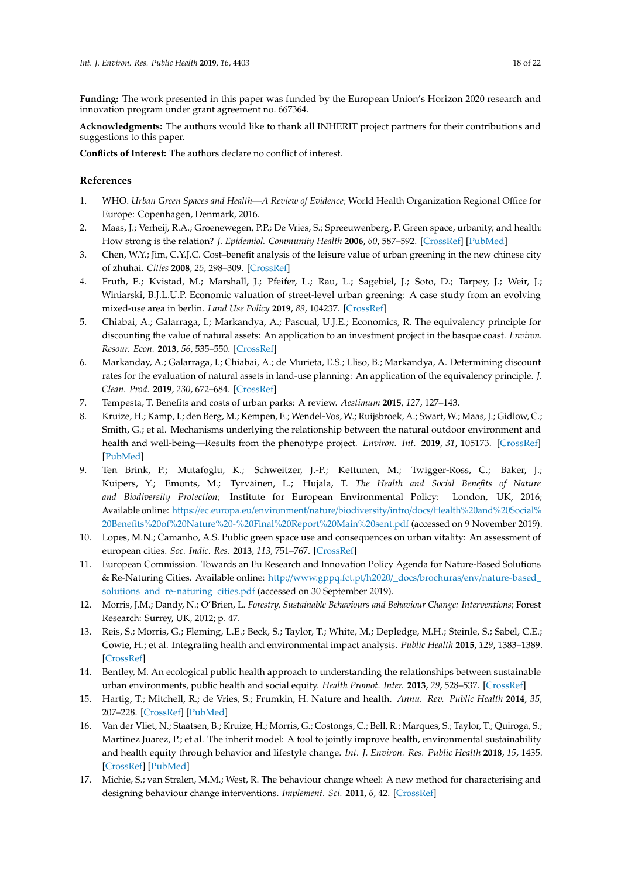**Funding:** The work presented in this paper was funded by the European Union's Horizon 2020 research and innovation program under grant agreement no. 667364.

**Acknowledgments:** The authors would like to thank all INHERIT project partners for their contributions and suggestions to this paper.

**Conflicts of Interest:** The authors declare no conflict of interest.

## References

1. WHO. *Urban Green Spaces and Health—A Review of Evidence*; World Health Organization Regional Office for Europe: Copenhagen, Denmark, 2016.
2. Maas, J.; Verheij, R.A.; Groenewegen, P.P.; De Vries, S.; Spreeuwenberg, P. Green space, urbanity, and health: How strong is the relation? *J. Epidemiol. Community Health* **2006**, *60*, 587–592. [CrossRef] [PubMed]
3. Chen, W.Y.; Jim, C.Y.J.C. Cost–benefit analysis of the leisure value of urban greening in the new chinese city of zhuhai. *Cities* **2008**, *25*, 298–309. [CrossRef]
4. Fruth, E.; Kvistad, M.; Marshall, J.; Pfeifer, L.; Rau, L.; Sagebiel, J.; Soto, D.; Tarpey, J.; Weir, J.; Winiarski, B.J.L.U.P. Economic valuation of street-level urban greening: A case study from an evolving mixed-use area in berlin. *Land Use Policy* **2019**, *89*, 104237. [CrossRef]
5. Chiabai, A.; Galarraga, I.; Markandya, A.; Pascual, U.J.E.; Economics, R. The equivalency principle for discounting the value of natural assets: An application to an investment project in the basque coast. *Environ. Resour. Econ.* **2013**, *56*, 535–550. [CrossRef]
6. Markanday, A.; Galarraga, I.; Chiabai, A.; de Murieta, E.S.; Lliso, B.; Markandya, A. Determining discount rates for the evaluation of natural assets in land-use planning: An application of the equivalency principle. *J. Clean. Prod.* **2019**, *230*, 672–684. [CrossRef]
7. Tempesta, T. Benefits and costs of urban parks: A review. *Aestimum* **2015**, *127*, 127–143.
8. Kruize, H.; Kamp, I.; den Berg, M.; Kempen, E.; Wendel-Vos, W.; Ruijsbroek, A.; Swart, W.; Maas, J.; Gidlow, C.; Smith, G.; et al. Mechanisms underlying the relationship between the natural outdoor environment and health and well-being—Results from the phenotype project. *Environ. Int.* **2019**, *31*, 105173. [CrossRef] [PubMed]
9. Ten Brink, P.; Mutafoglu, K.; Schweitzer, J.-P.; Kettunen, M.; Twigger-Ross, C.; Baker, J.; Kuipers, Y.; Emonts, M.; Tyrväinen, L.; Hujala, T. *The Health and Social Benefits of Nature and Biodiversity Protection*; Institute for European Environmental Policy: London, UK, 2016; Available online: https://ec.europa.eu/environment/nature/biodiversity/intro/docs/Health%20and%20Social%20Benefits%20of%20Nature%20-%20Final%20Report%20Main%20sent.pdf (accessed on 9 November 2019).
10. Lopes, M.N.; Camanho, A.S. Public green space use and consequences on urban vitality: An assessment of european cities. *Soc. Indic. Res.* **2013**, *113*, 751–767. [CrossRef]
11. European Commission. Towards an Eu Research and Innovation Policy Agenda for Nature-Based Solutions & Re-Naturing Cities. Available online: http://www.gppq.fct.pt/h2020/_docs/brochuras/env/nature-based_solutions_and_re-naturing_cities.pdf (accessed on 30 September 2019).
12. Morris, J.M.; Dandy, N.; O'Brien, L. *Forestry, Sustainable Behaviours and Behaviour Change: Interventions*; Forest Research: Surrey, UK, 2012; p. 47.
13. Reis, S.; Morris, G.; Fleming, L.E.; Beck, S.; Taylor, T.; White, M.; Depledge, M.H.; Steinle, S.; Sabel, C.E.; Cowie, H.; et al. Integrating health and environmental impact analysis. *Public Health* **2015**, *129*, 1383–1389. [CrossRef]
14. Bentley, M. An ecological public health approach to understanding the relationships between sustainable urban environments, public health and social equity. *Health Promot. Inter.* **2013**, *29*, 528–537. [CrossRef]
15. Hartig, T.; Mitchell, R.; de Vries, S.; Frumkin, H. Nature and health. *Annu. Rev. Public Health* **2014**, *35*, 207–228. [CrossRef] [PubMed]
16. Van der Vliet, N.; Staatsen, B.; Kruize, H.; Morris, G.; Costongs, C.; Bell, R.; Marques, S.; Taylor, T.; Quiroga, S.; Martinez Juarez, P.; et al. The inherit model: A tool to jointly improve health, environmental sustainability and health equity through behavior and lifestyle change. *Int. J. Environ. Res. Public Health* **2018**, *15*, 1435. [CrossRef] [PubMed]
17. Michie, S.; van Stralen, M.M.; West, R. The behaviour change wheel: A new method for characterising and designing behaviour change interventions. *Implement. Sci.* **2011**, *6*, 42. [CrossRef]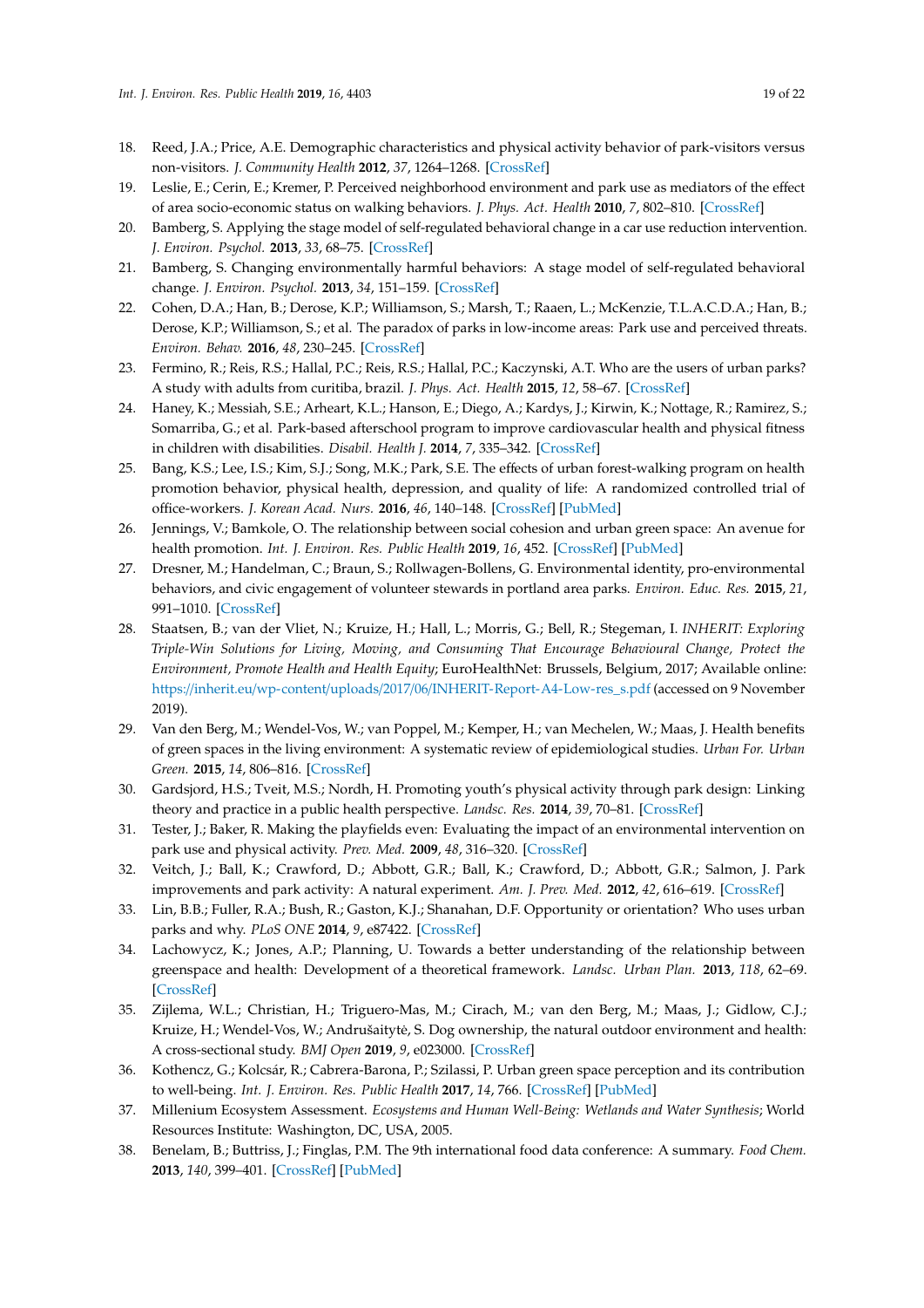18. Reed, J.A.; Price, A.E. Demographic characteristics and physical activity behavior of park-visitors versus non-visitors. *J. Community Health* **2012**, *37*, 1264–1268. [CrossRef]
19. Leslie, E.; Cerin, E.; Kremer, P. Perceived neighborhood environment and park use as mediators of the effect of area socio-economic status on walking behaviors. *J. Phys. Act. Health* **2010**, *7*, 802–810. [CrossRef]
20. Bamberg, S. Applying the stage model of self-regulated behavioral change in a car use reduction intervention. *J. Environ. Psychol.* **2013**, *33*, 68–75. [CrossRef]
21. Bamberg, S. Changing environmentally harmful behaviors: A stage model of self-regulated behavioral change. *J. Environ. Psychol.* **2013**, *34*, 151–159. [CrossRef]
22. Cohen, D.A.; Han, B.; Derose, K.P.; Williamson, S.; Marsh, T.; Raaen, L.; McKenzie, T.L.A.C.D.A.; Han, B.; Derose, K.P.; Williamson, S.; et al. The paradox of parks in low-income areas: Park use and perceived threats. *Environ. Behav.* **2016**, *48*, 230–245. [CrossRef]
23. Fermino, R.; Reis, R.S.; Hallal, P.C.; Reis, R.S.; Hallal, P.C.; Kaczynski, A.T. Who are the users of urban parks? A study with adults from curitiba, brazil. *J. Phys. Act. Health* **2015**, *12*, 58–67. [CrossRef]
24. Haney, K.; Messiah, S.E.; Arheart, K.L.; Hanson, E.; Diego, A.; Kardys, J.; Kirwin, K.; Nottage, R.; Ramirez, S.; Somarriba, G.; et al. Park-based afterschool program to improve cardiovascular health and physical fitness in children with disabilities. *Disabil. Health J.* **2014**, *7*, 335–342. [CrossRef]
25. Bang, K.S.; Lee, I.S.; Kim, S.J.; Song, M.K.; Park, S.E. The effects of urban forest-walking program on health promotion behavior, physical health, depression, and quality of life: A randomized controlled trial of office-workers. *J. Korean Acad. Nurs.* **2016**, *46*, 140–148. [CrossRef] [PubMed]
26. Jennings, V.; Bamkole, O. The relationship between social cohesion and urban green space: An avenue for health promotion. *Int. J. Environ. Res. Public Health* **2019**, *16*, 452. [CrossRef] [PubMed]
27. Dresner, M.; Handelman, C.; Braun, S.; Rollwagen-Bollens, G. Environmental identity, pro-environmental behaviors, and civic engagement of volunteer stewards in portland area parks. *Environ. Educ. Res.* **2015**, *21*, 991–1010. [CrossRef]
28. Staatsen, B.; van der Vliet, N.; Kruize, H.; Hall, L.; Morris, G.; Bell, R.; Stegeman, I. *INHERIT: Exploring Triple-Win Solutions for Living, Moving, and Consuming That Encourage Behavioural Change, Protect the Environment, Promote Health and Health Equity*; EuroHealthNet: Brussels, Belgium, 2017; Available online: https://inherit.eu/wp-content/uploads/2017/06/INHERIT-Report-A4-Low-res_s.pdf (accessed on 9 November 2019).
29. Van den Berg, M.; Wendel-Vos, W.; van Poppel, M.; Kemper, H.; van Mechelen, W.; Maas, J. Health benefits of green spaces in the living environment: A systematic review of epidemiological studies. *Urban For. Urban Green.* **2015**, *14*, 806–816. [CrossRef]
30. Gardsjord, H.S.; Tveit, M.S.; Nordh, H. Promoting youth's physical activity through park design: Linking theory and practice in a public health perspective. *Landsc. Res.* **2014**, *39*, 70–81. [CrossRef]
31. Tester, J.; Baker, R. Making the playfields even: Evaluating the impact of an environmental intervention on park use and physical activity. *Prev. Med.* **2009**, *48*, 316–320. [CrossRef]
32. Veitch, J.; Ball, K.; Crawford, D.; Abbott, G.R.; Ball, K.; Crawford, D.; Abbott, G.R.; Salmon, J. Park improvements and park activity: A natural experiment. *Am. J. Prev. Med.* **2012**, *42*, 616–619. [CrossRef]
33. Lin, B.B.; Fuller, R.A.; Bush, R.; Gaston, K.J.; Shanahan, D.F. Opportunity or orientation? Who uses urban parks and why. *PLoS ONE* **2014**, *9*, e87422. [CrossRef]
34. Lachowycz, K.; Jones, A.P.; Planning, U. Towards a better understanding of the relationship between greenspace and health: Development of a theoretical framework. *Landsc. Urban Plan.* **2013**, *118*, 62–69. [CrossRef]
35. Zijlema, W.L.; Christian, H.; Triguero-Mas, M.; Cirach, M.; van den Berg, M.; Maas, J.; Gidlow, C.J.; Kruize, H.; Wendel-Vos, W.; Andrušaitytė, S. Dog ownership, the natural outdoor environment and health: A cross-sectional study. *BMJ Open* **2019**, *9*, e023000. [CrossRef]
36. Kothencz, G.; Kolcsár, R.; Cabrera-Barona, P.; Szilassi, P. Urban green space perception and its contribution to well-being. *Int. J. Environ. Res. Public Health* **2017**, *14*, 766. [CrossRef] [PubMed]
37. Millenium Ecosystem Assessment. *Ecosystems and Human Well-Being: Wetlands and Water Synthesis*; World Resources Institute: Washington, DC, USA, 2005.
38. Benelam, B.; Buttriss, J.; Finglas, P.M. The 9th international food data conference: A summary. *Food Chem.* **2013**, *140*, 399–401. [CrossRef] [PubMed]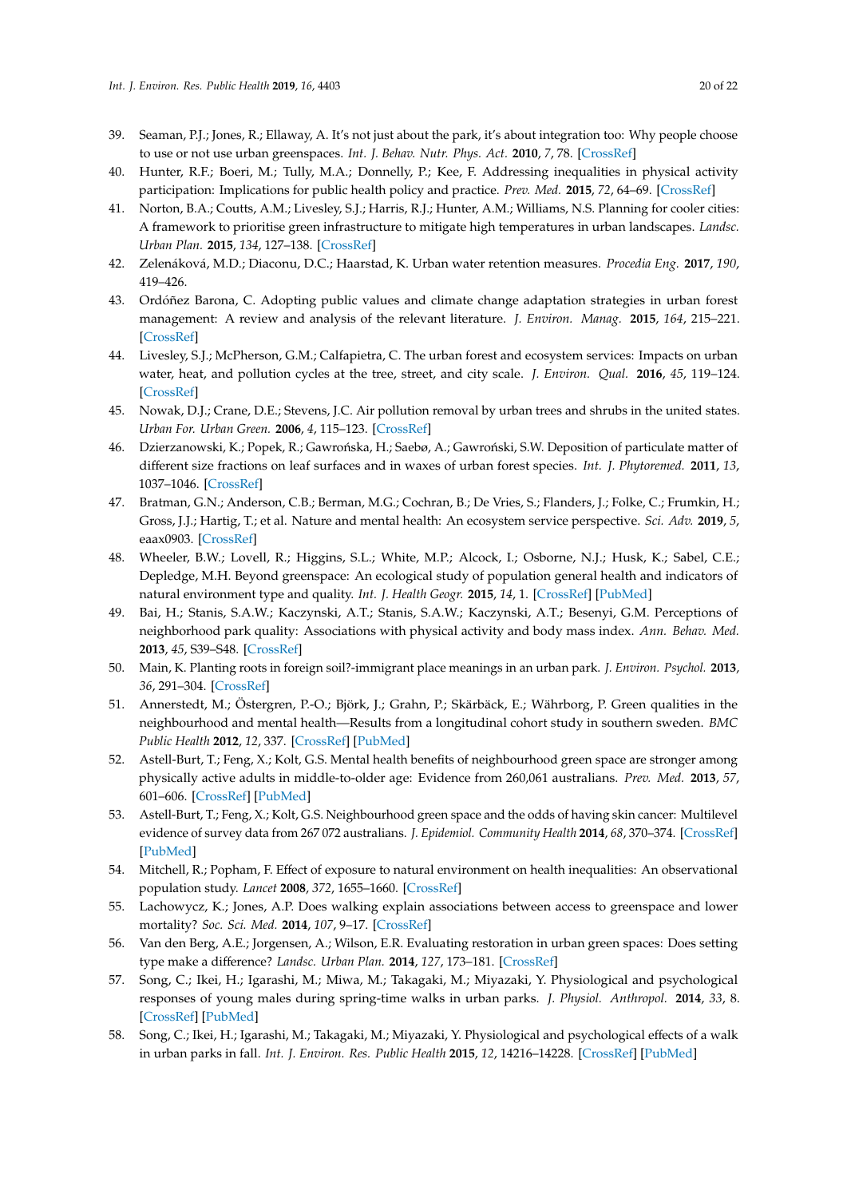39. Seaman, P.J.; Jones, R.; Ellaway, A. It's not just about the park, it's about integration too: Why people choose to use or not use urban greenspaces. *Int. J. Behav. Nutr. Phys. Act.* **2010**, *7*, 78. [CrossRef]
40. Hunter, R.F.; Boeri, M.; Tully, M.A.; Donnelly, P.; Kee, F. Addressing inequalities in physical activity participation: Implications for public health policy and practice. *Prev. Med.* **2015**, *72*, 64–69. [CrossRef]
41. Norton, B.A.; Coutts, A.M.; Livesley, S.J.; Harris, R.J.; Hunter, A.M.; Williams, N.S. Planning for cooler cities: A framework to prioritise green infrastructure to mitigate high temperatures in urban landscapes. *Landsc. Urban Plan.* **2015**, *134*, 127–138. [CrossRef]
42. Zeleňáková, M.D.; Diaconu, D.C.; Haarstad, K. Urban water retention measures. *Procedia Eng.* **2017**, *190*, 419–426.
43. Ordóñez Barona, C. Adopting public values and climate change adaptation strategies in urban forest management: A review and analysis of the relevant literature. *J. Environ. Manag.* **2015**, *164*, 215–221. [CrossRef]
44. Livesley, S.J.; McPherson, G.M.; Calfapietra, C. The urban forest and ecosystem services: Impacts on urban water, heat, and pollution cycles at the tree, street, and city scale. *J. Environ. Qual.* **2016**, *45*, 119–124. [CrossRef]
45. Nowak, D.J.; Crane, D.E.; Stevens, J.C. Air pollution removal by urban trees and shrubs in the united states. *Urban For. Urban Green.* **2006**, *4*, 115–123. [CrossRef]
46. Dzierzanowski, K.; Popek, R.; Gawrońska, H.; Saebø, A.; Gawroński, S.W. Deposition of particulate matter of different size fractions on leaf surfaces and in waxes of urban forest species. *Int. J. Phytoremed.* **2011**, *13*, 1037–1046. [CrossRef]
47. Bratman, G.N.; Anderson, C.B.; Berman, M.G.; Cochran, B.; De Vries, S.; Flanders, J.; Folke, C.; Frumkin, H.; Gross, J.J.; Hartig, T.; et al. Nature and mental health: An ecosystem service perspective. *Sci. Adv.* **2019**, *5*, eaax0903. [CrossRef]
48. Wheeler, B.W.; Lovell, R.; Higgins, S.L.; White, M.P.; Alcock, I.; Osborne, N.J.; Husk, K.; Sabel, C.E.; Depledge, M.H. Beyond greenspace: An ecological study of population general health and indicators of natural environment type and quality. *Int. J. Health Geogr.* **2015**, *14*, 1. [CrossRef] [PubMed]
49. Bai, H.; Stanis, S.A.W.; Kaczynski, A.T.; Stanis, S.A.W.; Kaczynski, A.T.; Besenyi, G.M. Perceptions of neighborhood park quality: Associations with physical activity and body mass index. *Ann. Behav. Med.* **2013**, *45*, S39–S48. [CrossRef]
50. Main, K. Planting roots in foreign soil?-immigrant place meanings in an urban park. *J. Environ. Psychol.* **2013**, *36*, 291–304. [CrossRef]
51. Annerstedt, M.; Östergren, P.-O.; Björk, J.; Grahn, P.; Skärbäck, E.; Währborg, P. Green qualities in the neighbourhood and mental health—Results from a longitudinal cohort study in southern sweden. *BMC Public Health* **2012**, *12*, 337. [CrossRef] [PubMed]
52. Astell-Burt, T.; Feng, X.; Kolt, G.S. Mental health benefits of neighbourhood green space are stronger among physically active adults in middle-to-older age: Evidence from 260,061 australians. *Prev. Med.* **2013**, *57*, 601–606. [CrossRef] [PubMed]
53. Astell-Burt, T.; Feng, X.; Kolt, G.S. Neighbourhood green space and the odds of having skin cancer: Multilevel evidence of survey data from 267 072 australians. *J. Epidemiol. Community Health* **2014**, *68*, 370–374. [CrossRef] [PubMed]
54. Mitchell, R.; Popham, F. Effect of exposure to natural environment on health inequalities: An observational population study. *Lancet* **2008**, *372*, 1655–1660. [CrossRef]
55. Lachowycz, K.; Jones, A.P. Does walking explain associations between access to greenspace and lower mortality? *Soc. Sci. Med.* **2014**, *107*, 9–17. [CrossRef]
56. Van den Berg, A.E.; Jorgensen, A.; Wilson, E.R. Evaluating restoration in urban green spaces: Does setting type make a difference? *Landsc. Urban Plan.* **2014**, *127*, 173–181. [CrossRef]
57. Song, C.; Ikei, H.; Igarashi, M.; Miwa, M.; Takagaki, M.; Miyazaki, Y. Physiological and psychological responses of young males during spring-time walks in urban parks. *J. Physiol. Anthropol.* **2014**, *33*, 8. [CrossRef] [PubMed]
58. Song, C.; Ikei, H.; Igarashi, M.; Takagaki, M.; Miyazaki, Y. Physiological and psychological effects of a walk in urban parks in fall. *Int. J. Environ. Res. Public Health* **2015**, *12*, 14216–14228. [CrossRef] [PubMed]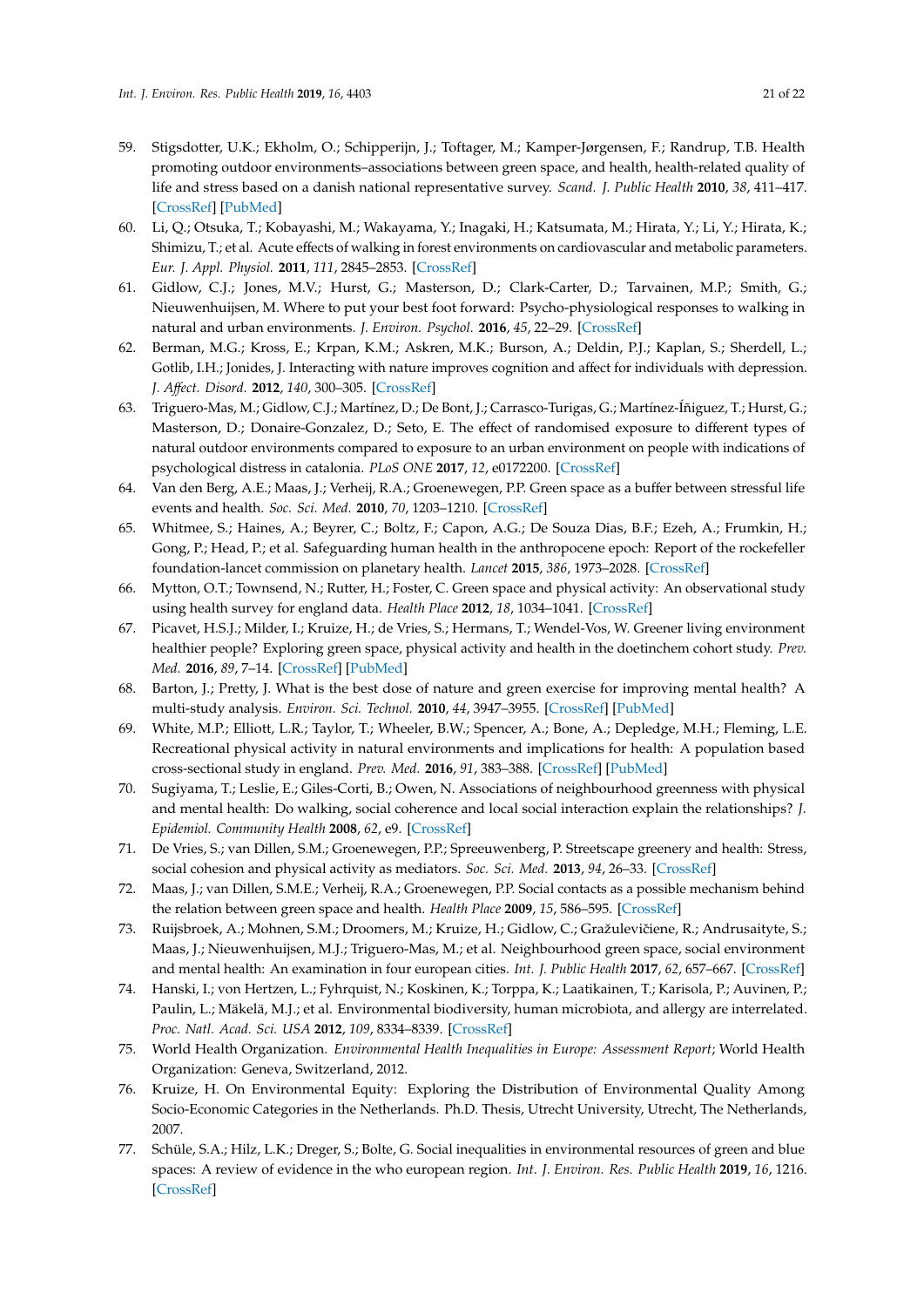59. Stigsdotter, U.K.; Ekholm, O.; Schipperijn, J.; Toftager, M.; Kamper-Jørgensen, F.; Randrup, T.B. Health promoting outdoor environments–associations between green space, and health, health-related quality of life and stress based on a danish national representative survey. *Scand. J. Public Health* **2010**, *38*, 411–417. [CrossRef] [PubMed]
60. Li, Q.; Otsuka, T.; Kobayashi, M.; Wakayama, Y.; Inagaki, H.; Katsumata, M.; Hirata, Y.; Li, Y.; Hirata, K.; Shimizu, T.; et al. Acute effects of walking in forest environments on cardiovascular and metabolic parameters. *Eur. J. Appl. Physiol.* **2011**, *111*, 2845–2853. [CrossRef]
61. Gidlow, C.J.; Jones, M.V.; Hurst, G.; Masterson, D.; Clark-Carter, D.; Tarvainen, M.P.; Smith, G.; Nieuwenhuijsen, M. Where to put your best foot forward: Psycho-physiological responses to walking in natural and urban environments. *J. Environ. Psychol.* **2016**, *45*, 22–29. [CrossRef]
62. Berman, M.G.; Kross, E.; Krpan, K.M.; Askren, M.K.; Burson, A.; Deldin, P.J.; Kaplan, S.; Sherdell, L.; Gotlib, I.H.; Jonides, J. Interacting with nature improves cognition and affect for individuals with depression. *J. Affect. Disord.* **2012**, *140*, 300–305. [CrossRef]
63. Triguero-Mas, M.; Gidlow, C.J.; Martínez, D.; De Bont, J.; Carrasco-Turigas, G.; Martínez-Íñiguez, T.; Hurst, G.; Masterson, D.; Donaire-Gonzalez, D.; Seto, E. The effect of randomised exposure to different types of natural outdoor environments compared to exposure to an urban environment on people with indications of psychological distress in catalonia. *PLoS ONE* **2017**, *12*, e0172200. [CrossRef]
64. Van den Berg, A.E.; Maas, J.; Verheij, R.A.; Groenewegen, P.P. Green space as a buffer between stressful life events and health. *Soc. Sci. Med.* **2010**, *70*, 1203–1210. [CrossRef]
65. Whitmee, S.; Haines, A.; Beyrer, C.; Boltz, F.; Capon, A.G.; De Souza Dias, B.F.; Ezeh, A.; Frumkin, H.; Gong, P.; Head, P.; et al. Safeguarding human health in the anthropocene epoch: Report of the rockefeller foundation-lancet commission on planetary health. *Lancet* **2015**, *386*, 1973–2028. [CrossRef]
66. Mytton, O.T.; Townsend, N.; Rutter, H.; Foster, C. Green space and physical activity: An observational study using health survey for england data. *Health Place* **2012**, *18*, 1034–1041. [CrossRef]
67. Picavet, H.S.J.; Milder, I.; Kruize, H.; de Vries, S.; Hermans, T.; Wendel-Vos, W. Greener living environment healthier people? Exploring green space, physical activity and health in the doetinchem cohort study. *Prev. Med.* **2016**, *89*, 7–14. [CrossRef] [PubMed]
68. Barton, J.; Pretty, J. What is the best dose of nature and green exercise for improving mental health? A multi-study analysis. *Environ. Sci. Technol.* **2010**, *44*, 3947–3955. [CrossRef] [PubMed]
69. White, M.P.; Elliott, L.R.; Taylor, T.; Wheeler, B.W.; Spencer, A.; Bone, A.; Depledge, M.H.; Fleming, L.E. Recreational physical activity in natural environments and implications for health: A population based cross-sectional study in england. *Prev. Med.* **2016**, *91*, 383–388. [CrossRef] [PubMed]
70. Sugiyama, T.; Leslie, E.; Giles-Corti, B.; Owen, N. Associations of neighbourhood greenness with physical and mental health: Do walking, social coherence and local social interaction explain the relationships? *J. Epidemiol. Community Health* **2008**, *62*, e9. [CrossRef]
71. De Vries, S.; van Dillen, S.M.; Groenewegen, P.P.; Spreeuwenberg, P. Streetscape greenery and health: Stress, social cohesion and physical activity as mediators. *Soc. Sci. Med.* **2013**, *94*, 26–33. [CrossRef]
72. Maas, J.; van Dillen, S.M.E.; Verheij, R.A.; Groenewegen, P.P. Social contacts as a possible mechanism behind the relation between green space and health. *Health Place* **2009**, *15*, 586–595. [CrossRef]
73. Ruijsbroek, A.; Mohnen, S.M.; Droomers, M.; Kruize, H.; Gidlow, C.; Gražulevičiene, R.; Andrusaityte, S.; Maas, J.; Nieuwenhuijsen, M.J.; Triguero-Mas, M.; et al. Neighbourhood green space, social environment and mental health: An examination in four european cities. *Int. J. Public Health* **2017**, *62*, 657–667. [CrossRef]
74. Hanski, I.; von Hertzen, L.; Fyhrquist, N.; Koskinen, K.; Torppa, K.; Laatikainen, T.; Karisola, P.; Auvinen, P.; Paulin, L.; Mäkelä, M.J.; et al. Environmental biodiversity, human microbiota, and allergy are interrelated. *Proc. Natl. Acad. Sci. USA* **2012**, *109*, 8334–8339. [CrossRef]
75. World Health Organization. *Environmental Health Inequalities in Europe: Assessment Report*; World Health Organization: Geneva, Switzerland, 2012.
76. Kruize, H. On Environmental Equity: Exploring the Distribution of Environmental Quality Among Socio-Economic Categories in the Netherlands. Ph.D. Thesis, Utrecht University, Utrecht, The Netherlands, 2007.
77. Schüle, S.A.; Hilz, L.K.; Dreger, S.; Bolte, G. Social inequalities in environmental resources of green and blue spaces: A review of evidence in the who european region. *Int. J. Environ. Res. Public Health* **2019**, *16*, 1216. [CrossRef]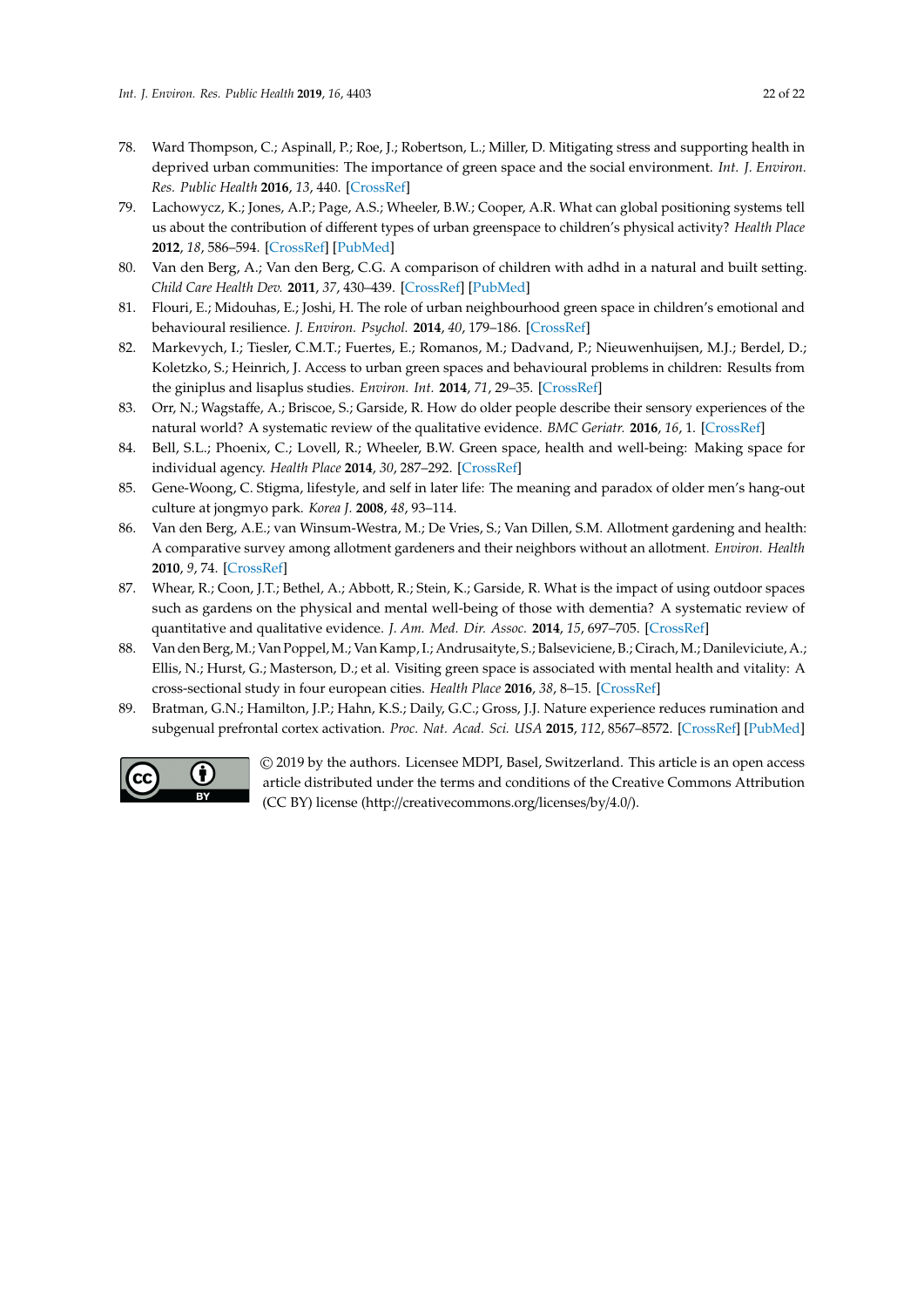78. Ward Thompson, C.; Aspinall, P.; Roe, J.; Robertson, L.; Miller, D. Mitigating stress and supporting health in deprived urban communities: The importance of green space and the social environment. *Int. J. Environ. Res. Public Health* **2016**, *13*, 440. [CrossRef]
79. Lachowycz, K.; Jones, A.P.; Page, A.S.; Wheeler, B.W.; Cooper, A.R. What can global positioning systems tell us about the contribution of different types of urban greenspace to children's physical activity? *Health Place* **2012**, *18*, 586–594. [CrossRef] [PubMed]
80. Van den Berg, A.; Van den Berg, C.G. A comparison of children with adhd in a natural and built setting. *Child Care Health Dev.* **2011**, *37*, 430–439. [CrossRef] [PubMed]
81. Flouri, E.; Midouhas, E.; Joshi, H. The role of urban neighbourhood green space in children's emotional and behavioural resilience. *J. Environ. Psychol.* **2014**, *40*, 179–186. [CrossRef]
82. Markevych, I.; Tiesler, C.M.T.; Fuertes, E.; Romanos, M.; Dadvand, P.; Nieuwenhuijsen, M.J.; Berdel, D.; Koletzko, S.; Heinrich, J. Access to urban green spaces and behavioural problems in children: Results from the giniplus and lisaplus studies. *Environ. Int.* **2014**, *71*, 29–35. [CrossRef]
83. Orr, N.; Wagstaffe, A.; Briscoe, S.; Garside, R. How do older people describe their sensory experiences of the natural world? A systematic review of the qualitative evidence. *BMC Geriatr.* **2016**, *16*, 1. [CrossRef]
84. Bell, S.L.; Phoenix, C.; Lovell, R.; Wheeler, B.W. Green space, health and well-being: Making space for individual agency. *Health Place* **2014**, *30*, 287–292. [CrossRef]
85. Gene-Woong, C. Stigma, lifestyle, and self in later life: The meaning and paradox of older men's hang-out culture at jongmyo park. *Korea J.* **2008**, *48*, 93–114.
86. Van den Berg, A.E.; van Winsum-Westra, M.; De Vries, S.; Van Dillen, S.M. Allotment gardening and health: A comparative survey among allotment gardeners and their neighbors without an allotment. *Environ. Health* **2010**, *9*, 74. [CrossRef]
87. Whear, R.; Coon, J.T.; Bethel, A.; Abbott, R.; Stein, K.; Garside, R. What is the impact of using outdoor spaces such as gardens on the physical and mental well-being of those with dementia? A systematic review of quantitative and qualitative evidence. *J. Am. Med. Dir. Assoc.* **2014**, *15*, 697–705. [CrossRef]
88. Van den Berg, M.; Van Poppel, M.; Van Kamp, I.; Andrusaityte, S.; Balseviciene, B.; Cirach, M.; Danileviciute, A.; Ellis, N.; Hurst, G.; Masterson, D.; et al. Visiting green space is associated with mental health and vitality: A cross-sectional study in four european cities. *Health Place* **2016**, *38*, 8–15. [CrossRef]
89. Bratman, G.N.; Hamilton, J.P.; Hahn, K.S.; Daily, G.C.; Gross, J.J. Nature experience reduces rumination and subgenual prefrontal cortex activation. *Proc. Nat. Acad. Sci. USA* **2015**, *112*, 8567–8572. [CrossRef] [PubMed]

© 2019 by the authors. Licensee MDPI, Basel, Switzerland. This article is an open access article distributed under the terms and conditions of the Creative Commons Attribution (CC BY) license (http://creativecommons.org/licenses/by/4.0/).